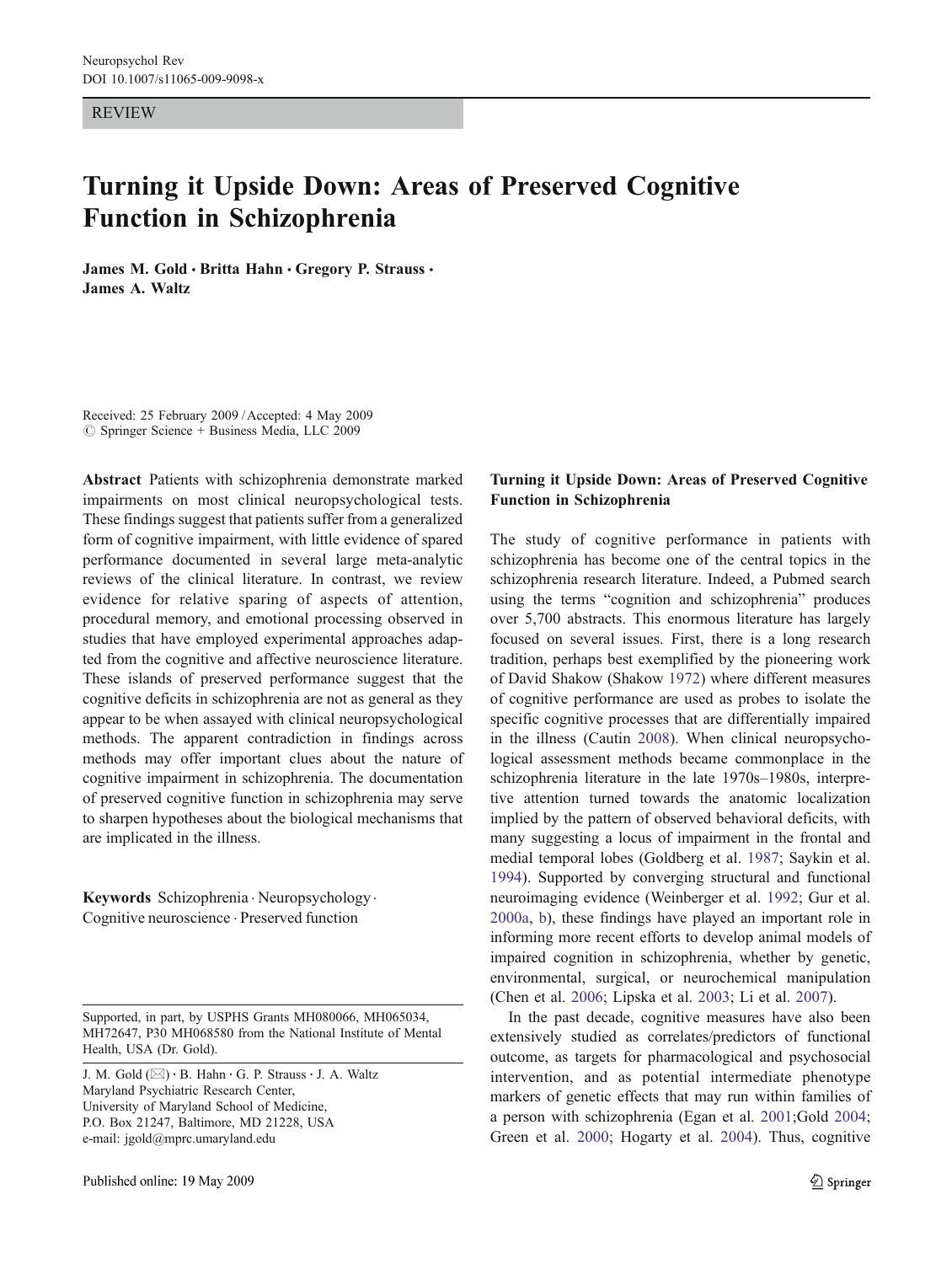REVIEW

# Turning it Upside Down: Areas of Preserved Cognitive Function in Schizophrenia

**James M. Gold · Britta Hahn · Gregory P. Strauss · James A. Waltz**

Received: 25 February 2009 / Accepted: 4 May 2009
© Springer Science + Business Media, LLC 2009

**Abstract** Patients with schizophrenia demonstrate marked impairments on most clinical neuropsychological tests. These findings suggest that patients suffer from a generalized form of cognitive impairment, with little evidence of spared performance documented in several large meta-analytic reviews of the clinical literature. In contrast, we review evidence for relative sparing of aspects of attention, procedural memory, and emotional processing observed in studies that have employed experimental approaches adapted from the cognitive and affective neuroscience literature. These islands of preserved performance suggest that the cognitive deficits in schizophrenia are not as general as they appear to be when assayed with clinical neuropsychological methods. The apparent contradiction in findings across methods may offer important clues about the nature of cognitive impairment in schizophrenia. The documentation of preserved cognitive function in schizophrenia may serve to sharpen hypotheses about the biological mechanisms that are implicated in the illness.

**Keywords** Schizophrenia · Neuropsychology · Cognitive neuroscience · Preserved function

Supported, in part, by USPHS Grants MH080066, MH065034, MH72647, P30 MH068580 from the National Institute of Mental Health, USA (Dr. Gold).

J. M. Gold (✉) · B. Hahn · G. P. Strauss · J. A. Waltz
Maryland Psychiatric Research Center,
University of Maryland School of Medicine,
P.O. Box 21247, Baltimore, MD 21228, USA
e-mail: jgold@mprc.umaryland.edu

Published online: 19 May 2009

## Turning it Upside Down: Areas of Preserved Cognitive Function in Schizophrenia

The study of cognitive performance in patients with schizophrenia has become one of the central topics in the schizophrenia research literature. Indeed, a Pubmed search using the terms "cognition and schizophrenia" produces over 5,700 abstracts. This enormous literature has largely focused on several issues. First, there is a long research tradition, perhaps best exemplified by the pioneering work of David Shakow (Shakow 1972) where different measures of cognitive performance are used as probes to isolate the specific cognitive processes that are differentially impaired in the illness (Cautin 2008). When clinical neuropsychological assessment methods became commonplace in the schizophrenia literature in the late 1970s–1980s, interpretive attention turned towards the anatomic localization implied by the pattern of observed behavioral deficits, with many suggesting a locus of impairment in the frontal and medial temporal lobes (Goldberg et al. 1987; Saykin et al. 1994). Supported by converging structural and functional neuroimaging evidence (Weinberger et al. 1992; Gur et al. 2000a, b), these findings have played an important role in informing more recent efforts to develop animal models of impaired cognition in schizophrenia, whether by genetic, environmental, surgical, or neurochemical manipulation (Chen et al. 2006; Lipska et al. 2003; Li et al. 2007).

In the past decade, cognitive measures have also been extensively studied as correlates/predictors of functional outcome, as targets for pharmacological and psychosocial intervention, and as potential intermediate phenotype markers of genetic effects that may run within families of a person with schizophrenia (Egan et al. 2001;Gold 2004; Green et al. 2000; Hogarty et al. 2004). Thus, cognitive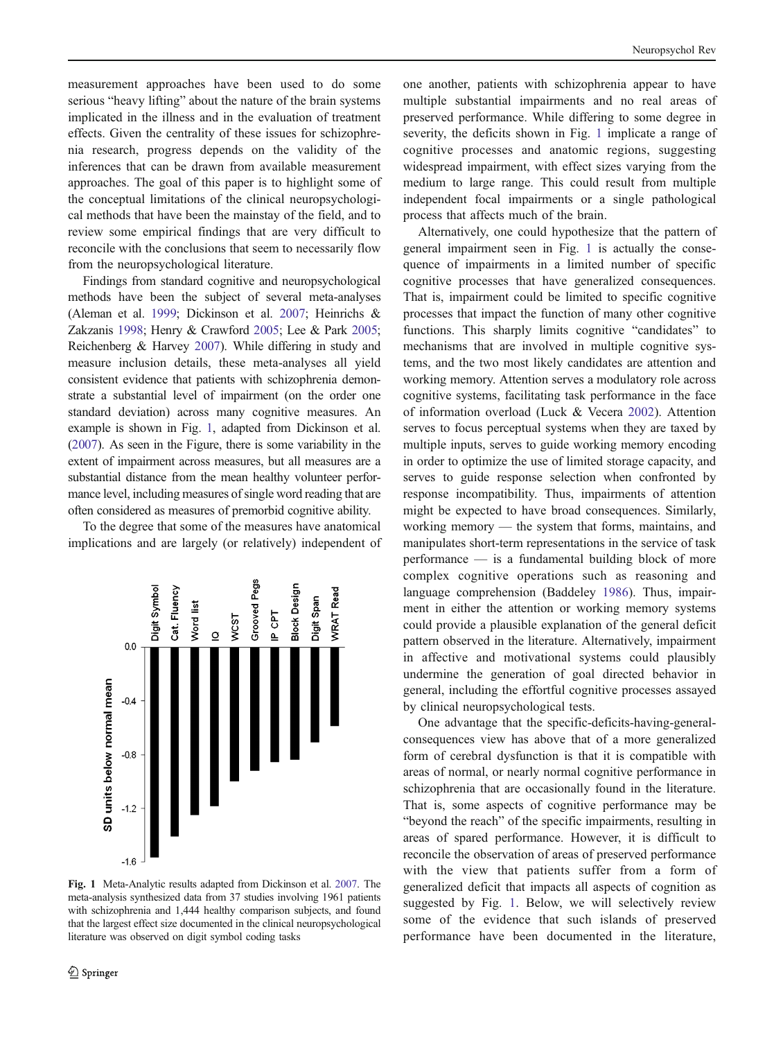measurement approaches have been used to do some serious "heavy lifting" about the nature of the brain systems implicated in the illness and in the evaluation of treatment effects. Given the centrality of these issues for schizophrenia research, progress depends on the validity of the inferences that can be drawn from available measurement approaches. The goal of this paper is to highlight some of the conceptual limitations of the clinical neuropsychological methods that have been the mainstay of the field, and to review some empirical findings that are very difficult to reconcile with the conclusions that seem to necessarily flow from the neuropsychological literature.

Findings from standard cognitive and neuropsychological methods have been the subject of several meta-analyses (Aleman et al. 1999; Dickinson et al. 2007; Heinrichs & Zakzanis 1998; Henry & Crawford 2005; Lee & Park 2005; Reichenberg & Harvey 2007). While differing in study and measure inclusion details, these meta-analyses all yield consistent evidence that patients with schizophrenia demonstrate a substantial level of impairment (on the order one standard deviation) across many cognitive measures. An example is shown in Fig. 1, adapted from Dickinson et al. (2007). As seen in the Figure, there is some variability in the extent of impairment across measures, but all measures are a substantial distance from the mean healthy volunteer performance level, including measures of single word reading that are often considered as measures of premorbid cognitive ability.

To the degree that some of the measures have anatomical implications and are largely (or relatively) independent of one another, patients with schizophrenia appear to have multiple substantial impairments and no real areas of preserved performance. While differing to some degree in severity, the deficits shown in Fig. 1 implicate a range of cognitive processes and anatomic regions, suggesting widespread impairment, with effect sizes varying from the medium to large range. This could result from multiple independent focal impairments or a single pathological process that affects much of the brain.

Alternatively, one could hypothesize that the pattern of general impairment seen in Fig. 1 is actually the consequence of impairments in a limited number of specific cognitive processes that have generalized consequences. That is, impairment could be limited to specific cognitive processes that impact the function of many other cognitive functions. This sharply limits cognitive "candidates" to mechanisms that are involved in multiple cognitive systems, and the two most likely candidates are attention and working memory. Attention serves a modulatory role across cognitive systems, facilitating task performance in the face of information overload (Luck & Vecera 2002). Attention serves to focus perceptual systems when they are taxed by multiple inputs, serves to guide working memory encoding in order to optimize the use of limited storage capacity, and serves to guide response selection when confronted by response incompatibility. Thus, impairments of attention might be expected to have broad consequences. Similarly, working memory — the system that forms, maintains, and manipulates short-term representations in the service of task performance — is a fundamental building block of more complex cognitive operations such as reasoning and language comprehension (Baddeley 1986). Thus, impairment in either the attention or working memory systems could provide a plausible explanation of the general deficit pattern observed in the literature. Alternatively, impairment in affective and motivational systems could plausibly undermine the generation of goal directed behavior in general, including the effortful cognitive processes assayed by clinical neuropsychological tests.

One advantage that the specific-deficits-having-general-consequences view has above that of a more generalized form of cerebral dysfunction is that it is compatible with areas of normal, or nearly normal cognitive performance in schizophrenia that are occasionally found in the literature. That is, some aspects of cognitive performance may be "beyond the reach" of the specific impairments, resulting in areas of spared performance. However, it is difficult to reconcile the observation of areas of preserved performance with the view that patients suffer from a form of generalized deficit that impacts all aspects of cognition as suggested by Fig. 1. Below, we will selectively review some of the evidence that such islands of preserved performance have been documented in the literature,

Digit Symbol
Cat. Fluency
Word list
IQ
WCST
Grooved Pegs
IP CPT
Block Design
Digit Span
WRAT Read

SD units below normal mean

0.0
-0.4
-0.8
-1.2
-1.6

Fig. 1 Meta-Analytic results adapted from Dickinson et al. 2007. The meta-analysis synthesized data from 37 studies involving 1961 patients with schizophrenia and 1,444 healthy comparison subjects, and found that the largest effect size documented in the clinical neuropsychological literature was observed on digit symbol coding tasks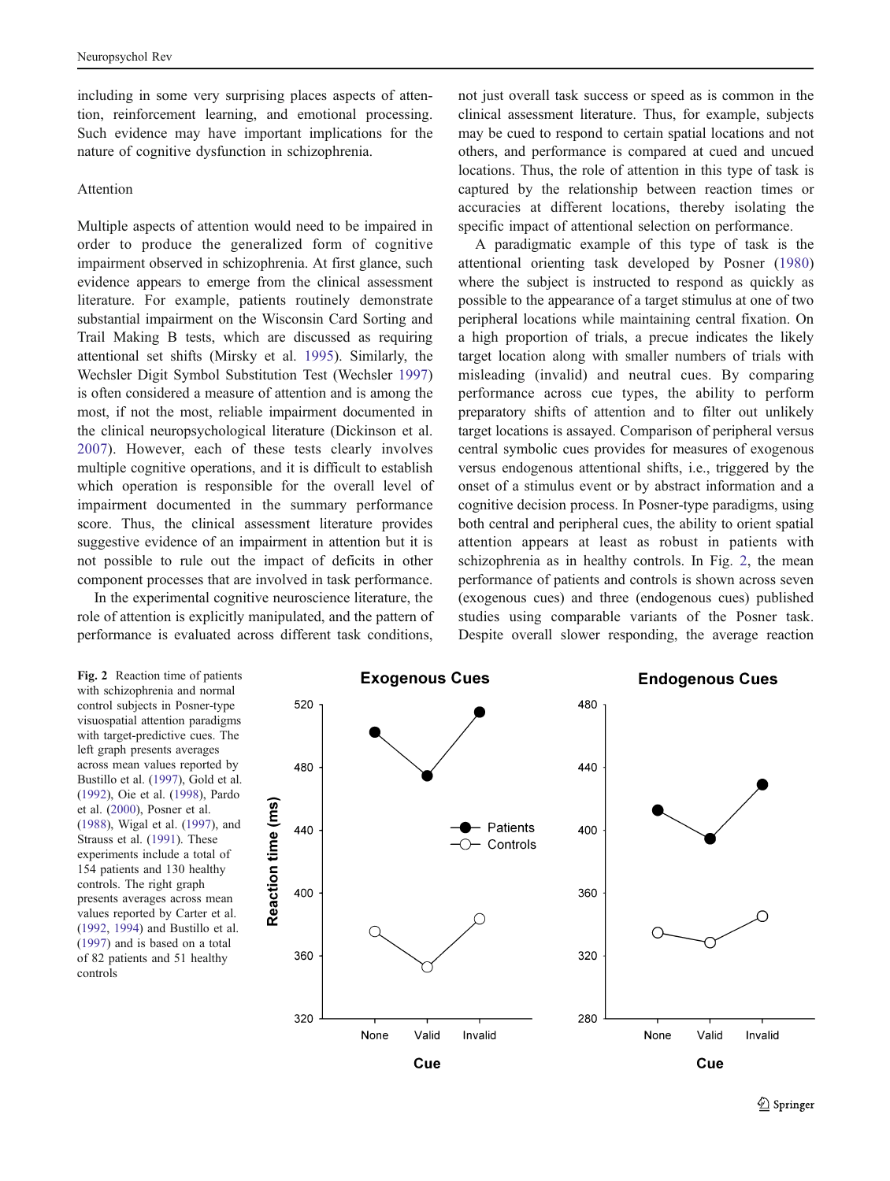including in some very surprising places aspects of attention, reinforcement learning, and emotional processing. Such evidence may have important implications for the nature of cognitive dysfunction in schizophrenia.

### Attention

Multiple aspects of attention would need to be impaired in order to produce the generalized form of cognitive impairment observed in schizophrenia. At first glance, such evidence appears to emerge from the clinical assessment literature. For example, patients routinely demonstrate substantial impairment on the Wisconsin Card Sorting and Trail Making B tests, which are discussed as requiring attentional set shifts (Mirsky et al. 1995). Similarly, the Wechsler Digit Symbol Substitution Test (Wechsler 1997) is often considered a measure of attention and is among the most, if not the most, reliable impairment documented in the clinical neuropsychological literature (Dickinson et al. 2007). However, each of these tests clearly involves multiple cognitive operations, and it is difficult to establish which operation is responsible for the overall level of impairment documented in the summary performance score. Thus, the clinical assessment literature provides suggestive evidence of an impairment in attention but it is not possible to rule out the impact of deficits in other component processes that are involved in task performance.

In the experimental cognitive neuroscience literature, the role of attention is explicitly manipulated, and the pattern of performance is evaluated across different task conditions, not just overall task success or speed as is common in the clinical assessment literature. Thus, for example, subjects may be cued to respond to certain spatial locations and not others, and performance is compared at cued and uncued locations. Thus, the role of attention in this type of task is captured by the relationship between reaction times or accuracies at different locations, thereby isolating the specific impact of attentional selection on performance.

A paradigmatic example of this type of task is the attentional orienting task developed by Posner (1980) where the subject is instructed to respond as quickly as possible to the appearance of a target stimulus at one of two peripheral locations while maintaining central fixation. On a high proportion of trials, a precue indicates the likely target location along with smaller numbers of trials with misleading (invalid) and neutral cues. By comparing performance across cue types, the ability to perform preparatory shifts of attention and to filter out unlikely target locations is assayed. Comparison of peripheral versus central symbolic cues provides for measures of exogenous versus endogenous attentional shifts, i.e., triggered by the onset of a stimulus event or by abstract information and a cognitive decision process. In Posner-type paradigms, using both central and peripheral cues, the ability to orient spatial attention appears at least as robust in patients with schizophrenia as in healthy controls. In Fig. 2, the mean performance of patients and controls is shown across seven (exogenous cues) and three (endogenous cues) published studies using comparable variants of the Posner task. Despite overall slower responding, the average reaction

Exogenous Cues

Endogenous Cues

Reaction time (ms)

520
480
440
400
360
320

480
440
400
360
320
280

Patients
Controls

None Valid Invalid

Cue

None Valid Invalid

Cue

**Fig. 2** Reaction time of patients with schizophrenia and normal control subjects in Posner-type visuospatial attention paradigms with target-predictive cues. The left graph presents averages across mean values reported by Bustillo et al. (1997), Gold et al. (1992), Oie et al. (1998), Pardo et al. (2000), Posner et al. (1988), Wigal et al. (1997), and Strauss et al. (1991). These experiments include a total of 154 patients and 130 healthy controls. The right graph presents averages across mean values reported by Carter et al. (1992, 1994) and Bustillo et al. (1997) and is based on a total of 82 patients and 51 healthy controls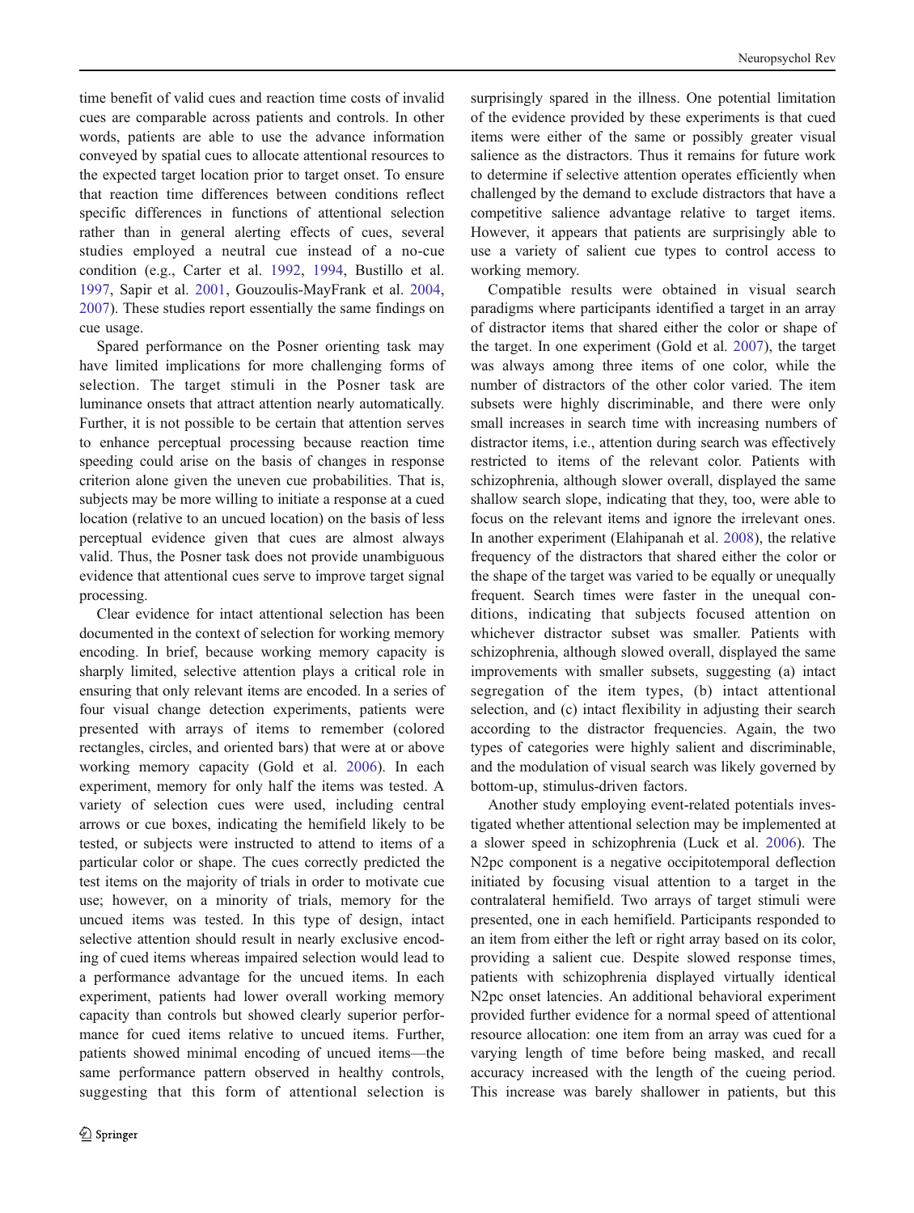time benefit of valid cues and reaction time costs of invalid cues are comparable across patients and controls. In other words, patients are able to use the advance information conveyed by spatial cues to allocate attentional resources to the expected target location prior to target onset. To ensure that reaction time differences between conditions reflect specific differences in functions of attentional selection rather than in general alerting effects of cues, several studies employed a neutral cue instead of a no-cue condition (e.g., Carter et al. 1992, 1994, Bustillo et al. 1997, Sapir et al. 2001, Gouzoulis-MayFrank et al. 2004, 2007). These studies report essentially the same findings on cue usage.

Spared performance on the Posner orienting task may have limited implications for more challenging forms of selection. The target stimuli in the Posner task are luminance onsets that attract attention nearly automatically. Further, it is not possible to be certain that attention serves to enhance perceptual processing because reaction time speeding could arise on the basis of changes in response criterion alone given the uneven cue probabilities. That is, subjects may be more willing to initiate a response at a cued location (relative to an uncued location) on the basis of less perceptual evidence given that cues are almost always valid. Thus, the Posner task does not provide unambiguous evidence that attentional cues serve to improve target signal processing.

Clear evidence for intact attentional selection has been documented in the context of selection for working memory encoding. In brief, because working memory capacity is sharply limited, selective attention plays a critical role in ensuring that only relevant items are encoded. In a series of four visual change detection experiments, patients were presented with arrays of items to remember (colored rectangles, circles, and oriented bars) that were at or above working memory capacity (Gold et al. 2006). In each experiment, memory for only half the items was tested. A variety of selection cues were used, including central arrows or cue boxes, indicating the hemifield likely to be tested, or subjects were instructed to attend to items of a particular color or shape. The cues correctly predicted the test items on the majority of trials in order to motivate cue use; however, on a minority of trials, memory for the uncued items was tested. In this type of design, intact selective attention should result in nearly exclusive encoding of cued items whereas impaired selection would lead to a performance advantage for the uncued items. In each experiment, patients had lower overall working memory capacity than controls but showed clearly superior performance for cued items relative to uncued items. Further, patients showed minimal encoding of uncued items—the same performance pattern observed in healthy controls, suggesting that this form of attentional selection is surprisingly spared in the illness. One potential limitation of the evidence provided by these experiments is that cued items were either of the same or possibly greater visual salience as the distractors. Thus it remains for future work to determine if selective attention operates efficiently when challenged by the demand to exclude distractors that have a competitive salience advantage relative to target items. However, it appears that patients are surprisingly able to use a variety of salient cue types to control access to working memory.

Compatible results were obtained in visual search paradigms where participants identified a target in an array of distractor items that shared either the color or shape of the target. In one experiment (Gold et al. 2007), the target was always among three items of one color, while the number of distractors of the other color varied. The item subsets were highly discriminable, and there were only small increases in search time with increasing numbers of distractor items, i.e., attention during search was effectively restricted to items of the relevant color. Patients with schizophrenia, although slower overall, displayed the same shallow search slope, indicating that they, too, were able to focus on the relevant items and ignore the irrelevant ones. In another experiment (Elahipanah et al. 2008), the relative frequency of the distractors that shared either the color or the shape of the target was varied to be equally or unequally frequent. Search times were faster in the unequal conditions, indicating that subjects focused attention on whichever distractor subset was smaller. Patients with schizophrenia, although slowed overall, displayed the same improvements with smaller subsets, suggesting (a) intact segregation of the item types, (b) intact attentional selection, and (c) intact flexibility in adjusting their search according to the distractor frequencies. Again, the two types of categories were highly salient and discriminable, and the modulation of visual search was likely governed by bottom-up, stimulus-driven factors.

Another study employing event-related potentials investigated whether attentional selection may be implemented at a slower speed in schizophrenia (Luck et al. 2006). The N2pc component is a negative occipitotemporal deflection initiated by focusing visual attention to a target in the contralateral hemifield. Two arrays of target stimuli were presented, one in each hemifield. Participants responded to an item from either the left or right array based on its color, providing a salient cue. Despite slowed response times, patients with schizophrenia displayed virtually identical N2pc onset latencies. An additional behavioral experiment provided further evidence for a normal speed of attentional resource allocation: one item from an array was cued for a varying length of time before being masked, and recall accuracy increased with the length of the cueing period. This increase was barely shallower in patients, but this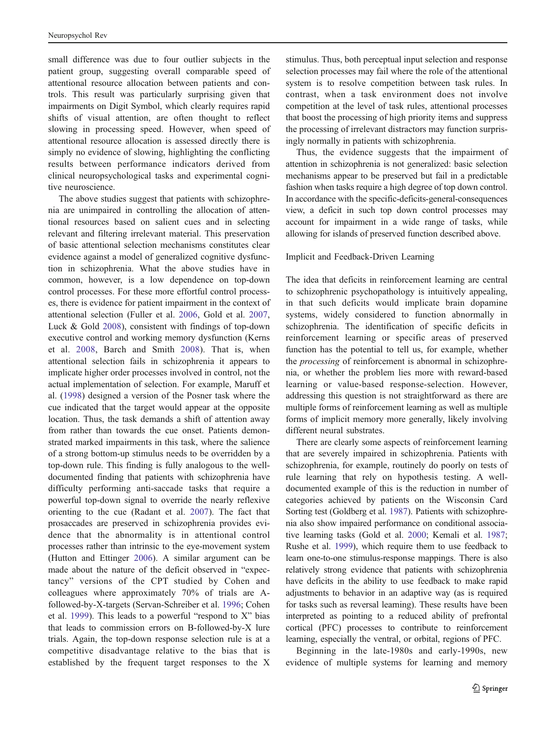small difference was due to four outlier subjects in the patient group, suggesting overall comparable speed of attentional resource allocation between patients and controls. This result was particularly surprising given that impairments on Digit Symbol, which clearly requires rapid shifts of visual attention, are often thought to reflect slowing in processing speed. However, when speed of attentional resource allocation is assessed directly there is simply no evidence of slowing, highlighting the conflicting results between performance indicators derived from clinical neuropsychological tasks and experimental cognitive neuroscience.

The above studies suggest that patients with schizophrenia are unimpaired in controlling the allocation of attentional resources based on salient cues and in selecting relevant and filtering irrelevant material. This preservation of basic attentional selection mechanisms constitutes clear evidence against a model of generalized cognitive dysfunction in schizophrenia. What the above studies have in common, however, is a low dependence on top-down control processes. For these more effortful control processes, there is evidence for patient impairment in the context of attentional selection (Fuller et al. 2006, Gold et al. 2007, Luck & Gold 2008), consistent with findings of top-down executive control and working memory dysfunction (Kerns et al. 2008, Barch and Smith 2008). That is, when attentional selection fails in schizophrenia it appears to implicate higher order processes involved in control, not the actual implementation of selection. For example, Maruff et al. (1998) designed a version of the Posner task where the cue indicated that the target would appear at the opposite location. Thus, the task demands a shift of attention away from rather than towards the cue onset. Patients demonstrated marked impairments in this task, where the salience of a strong bottom-up stimulus needs to be overridden by a top-down rule. This finding is fully analogous to the well-documented finding that patients with schizophrenia have difficulty performing anti-saccade tasks that require a powerful top-down signal to override the nearly reflexive orienting to the cue (Radant et al. 2007). The fact that prosaccades are preserved in schizophrenia provides evidence that the abnormality is in attentional control processes rather than intrinsic to the eye-movement system (Hutton and Ettinger 2006). A similar argument can be made about the nature of the deficit observed in "expectancy" versions of the CPT studied by Cohen and colleagues where approximately 70% of trials are A-followed-by-X-targets (Servan-Schreiber et al. 1996; Cohen et al. 1999). This leads to a powerful "respond to X" bias that leads to commission errors on B-followed-by-X lure trials. Again, the top-down response selection rule is at a competitive disadvantage relative to the bias that is established by the frequent target responses to the X stimulus. Thus, both perceptual input selection and response selection processes may fail where the role of the attentional system is to resolve competition between task rules. In contrast, when a task environment does not involve competition at the level of task rules, attentional processes that boost the processing of high priority items and suppress the processing of irrelevant distractors may function surprisingly normally in patients with schizophrenia.

Thus, the evidence suggests that the impairment of attention in schizophrenia is not generalized: basic selection mechanisms appear to be preserved but fail in a predictable fashion when tasks require a high degree of top down control. In accordance with the specific-deficits-general-consequences view, a deficit in such top down control processes may account for impairment in a wide range of tasks, while allowing for islands of preserved function described above.

### Implicit and Feedback-Driven Learning

The idea that deficits in reinforcement learning are central to schizophrenic psychopathology is intuitively appealing, in that such deficits would implicate brain dopamine systems, widely considered to function abnormally in schizophrenia. The identification of specific deficits in reinforcement learning or specific areas of preserved function has the potential to tell us, for example, whether the *processing* of reinforcement is abnormal in schizophrenia, or whether the problem lies more with reward-based learning or value-based response-selection. However, addressing this question is not straightforward as there are multiple forms of reinforcement learning as well as multiple forms of implicit memory more generally, likely involving different neural substrates.

There are clearly some aspects of reinforcement learning that are severely impaired in schizophrenia. Patients with schizophrenia, for example, routinely do poorly on tests of rule learning that rely on hypothesis testing. A well-documented example of this is the reduction in number of categories achieved by patients on the Wisconsin Card Sorting test (Goldberg et al. 1987). Patients with schizophrenia also show impaired performance on conditional associative learning tasks (Gold et al. 2000; Kemali et al. 1987; Rushe et al. 1999), which require them to use feedback to learn one-to-one stimulus-response mappings. There is also relatively strong evidence that patients with schizophrenia have deficits in the ability to use feedback to make rapid adjustments to behavior in an adaptive way (as is required for tasks such as reversal learning). These results have been interpreted as pointing to a reduced ability of prefrontal cortical (PFC) processes to contribute to reinforcement learning, especially the ventral, or orbital, regions of PFC.

Beginning in the late-1980s and early-1990s, new evidence of multiple systems for learning and memory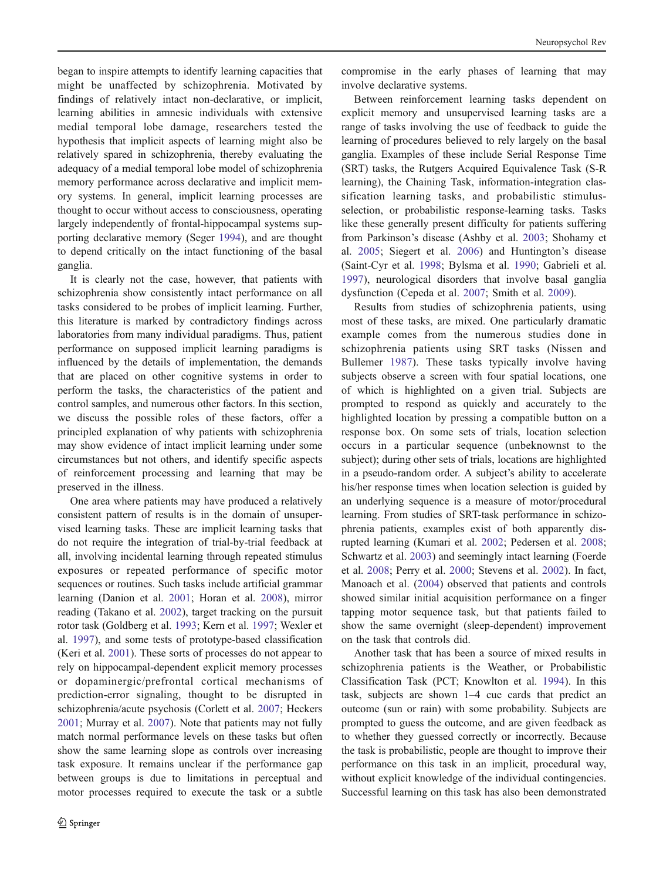began to inspire attempts to identify learning capacities that might be unaffected by schizophrenia. Motivated by findings of relatively intact non-declarative, or implicit, learning abilities in amnesic individuals with extensive medial temporal lobe damage, researchers tested the hypothesis that implicit aspects of learning might also be relatively spared in schizophrenia, thereby evaluating the adequacy of a medial temporal lobe model of schizophrenia memory performance across declarative and implicit memory systems. In general, implicit learning processes are thought to occur without access to consciousness, operating largely independently of frontal-hippocampal systems supporting declarative memory (Seger 1994), and are thought to depend critically on the intact functioning of the basal ganglia.

It is clearly not the case, however, that patients with schizophrenia show consistently intact performance on all tasks considered to be probes of implicit learning. Further, this literature is marked by contradictory findings across laboratories from many individual paradigms. Thus, patient performance on supposed implicit learning paradigms is influenced by the details of implementation, the demands that are placed on other cognitive systems in order to perform the tasks, the characteristics of the patient and control samples, and numerous other factors. In this section, we discuss the possible roles of these factors, offer a principled explanation of why patients with schizophrenia may show evidence of intact implicit learning under some circumstances but not others, and identify specific aspects of reinforcement processing and learning that may be preserved in the illness.

One area where patients may have produced a relatively consistent pattern of results is in the domain of unsupervised learning tasks. These are implicit learning tasks that do not require the integration of trial-by-trial feedback at all, involving incidental learning through repeated stimulus exposures or repeated performance of specific motor sequences or routines. Such tasks include artificial grammar learning (Danion et al. 2001; Horan et al. 2008), mirror reading (Takano et al. 2002), target tracking on the pursuit rotor task (Goldberg et al. 1993; Kern et al. 1997; Wexler et al. 1997), and some tests of prototype-based classification (Keri et al. 2001). These sorts of processes do not appear to rely on hippocampal-dependent explicit memory processes or dopaminergic/prefrontal cortical mechanisms of prediction-error signaling, thought to be disrupted in schizophrenia/acute psychosis (Corlett et al. 2007; Heckers 2001; Murray et al. 2007). Note that patients may not fully match normal performance levels on these tasks but often show the same learning slope as controls over increasing task exposure. It remains unclear if the performance gap between groups is due to limitations in perceptual and motor processes required to execute the task or a subtle compromise in the early phases of learning that may involve declarative systems.

Between reinforcement learning tasks dependent on explicit memory and unsupervised learning tasks are a range of tasks involving the use of feedback to guide the learning of procedures believed to rely largely on the basal ganglia. Examples of these include Serial Response Time (SRT) tasks, the Rutgers Acquired Equivalence Task (S-R learning), the Chaining Task, information-integration classification learning tasks, and probabilistic stimulus-selection, or probabilistic response-learning tasks. Tasks like these generally present difficulty for patients suffering from Parkinson's disease (Ashby et al. 2003; Shohamy et al. 2005; Siegert et al. 2006) and Huntington's disease (Saint-Cyr et al. 1998; Bylsma et al. 1990; Gabrieli et al. 1997), neurological disorders that involve basal ganglia dysfunction (Cepeda et al. 2007; Smith et al. 2009).

Results from studies of schizophrenia patients, using most of these tasks, are mixed. One particularly dramatic example comes from the numerous studies done in schizophrenia patients using SRT tasks (Nissen and Bullemer 1987). These tasks typically involve having subjects observe a screen with four spatial locations, one of which is highlighted on a given trial. Subjects are prompted to respond as quickly and accurately to the highlighted location by pressing a compatible button on a response box. On some sets of trials, location selection occurs in a particular sequence (unbeknownst to the subject); during other sets of trials, locations are highlighted in a pseudo-random order. A subject's ability to accelerate his/her response times when location selection is guided by an underlying sequence is a measure of motor/procedural learning. From studies of SRT-task performance in schizophrenia patients, examples exist of both apparently disrupted learning (Kumari et al. 2002; Pedersen et al. 2008; Schwartz et al. 2003) and seemingly intact learning (Foerde et al. 2008; Perry et al. 2000; Stevens et al. 2002). In fact, Manoach et al. (2004) observed that patients and controls showed similar initial acquisition performance on a finger tapping motor sequence task, but that patients failed to show the same overnight (sleep-dependent) improvement on the task that controls did.

Another task that has been a source of mixed results in schizophrenia patients is the Weather, or Probabilistic Classification Task (PCT; Knowlton et al. 1994). In this task, subjects are shown 1–4 cue cards that predict an outcome (sun or rain) with some probability. Subjects are prompted to guess the outcome, and are given feedback as to whether they guessed correctly or incorrectly. Because the task is probabilistic, people are thought to improve their performance on this task in an implicit, procedural way, without explicit knowledge of the individual contingencies. Successful learning on this task has also been demonstrated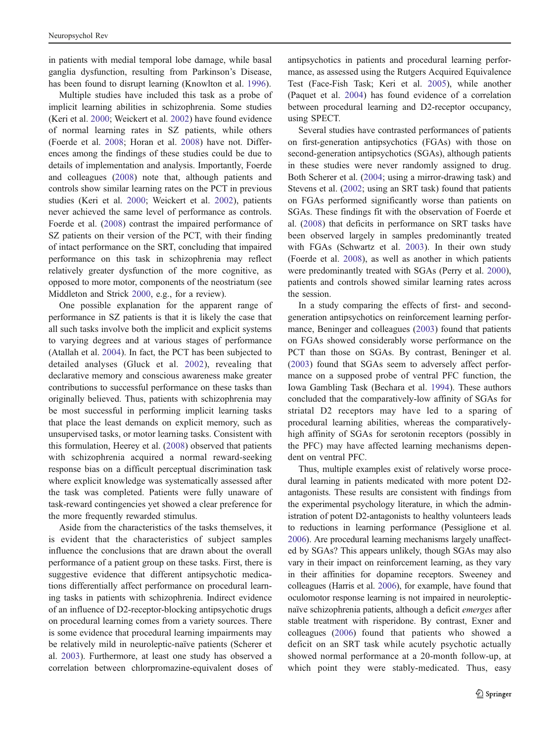in patients with medial temporal lobe damage, while basal ganglia dysfunction, resulting from Parkinson's Disease, has been found to disrupt learning (Knowlton et al. 1996).

Multiple studies have included this task as a probe of implicit learning abilities in schizophrenia. Some studies (Keri et al. 2000; Weickert et al. 2002) have found evidence of normal learning rates in SZ patients, while others (Foerde et al. 2008; Horan et al. 2008) have not. Differences among the findings of these studies could be due to details of implementation and analysis. Importantly, Foerde and colleagues (2008) note that, although patients and controls show similar learning rates on the PCT in previous studies (Keri et al. 2000; Weickert et al. 2002), patients never achieved the same level of performance as controls. Foerde et al. (2008) contrast the impaired performance of SZ patients on their version of the PCT, with their finding of intact performance on the SRT, concluding that impaired performance on this task in schizophrenia may reflect relatively greater dysfunction of the more cognitive, as opposed to more motor, components of the neostriatum (see Middleton and Strick 2000, e.g., for a review).

One possible explanation for the apparent range of performance in SZ patients is that it is likely the case that all such tasks involve both the implicit and explicit systems to varying degrees and at various stages of performance (Atallah et al. 2004). In fact, the PCT has been subjected to detailed analyses (Gluck et al. 2002), revealing that declarative memory and conscious awareness make greater contributions to successful performance on these tasks than originally believed. Thus, patients with schizophrenia may be most successful in performing implicit learning tasks that place the least demands on explicit memory, such as unsupervised tasks, or motor learning tasks. Consistent with this formulation, Heerey et al. (2008) observed that patients with schizophrenia acquired a normal reward-seeking response bias on a difficult perceptual discrimination task where explicit knowledge was systematically assessed after the task was completed. Patients were fully unaware of task-reward contingencies yet showed a clear preference for the more frequently rewarded stimulus.

Aside from the characteristics of the tasks themselves, it is evident that the characteristics of subject samples influence the conclusions that are drawn about the overall performance of a patient group on these tasks. First, there is suggestive evidence that different antipsychotic medications differentially affect performance on procedural learning tasks in patients with schizophrenia. Indirect evidence of an influence of D2-receptor-blocking antipsychotic drugs on procedural learning comes from a variety sources. There is some evidence that procedural learning impairments may be relatively mild in neuroleptic-naïve patients (Scherer et al. 2003). Furthermore, at least one study has observed a correlation between chlorpromazine-equivalent doses of antipsychotics in patients and procedural learning performance, as assessed using the Rutgers Acquired Equivalence Test (Face-Fish Task; Keri et al. 2005), while another (Paquet et al. 2004) has found evidence of a correlation between procedural learning and D2-receptor occupancy, using SPECT.

Several studies have contrasted performances of patients on first-generation antipsychotics (FGAs) with those on second-generation antipsychotics (SGAs), although patients in these studies were never randomly assigned to drug. Both Scherer et al. (2004; using a mirror-drawing task) and Stevens et al. (2002; using an SRT task) found that patients on FGAs performed significantly worse than patients on SGAs. These findings fit with the observation of Foerde et al. (2008) that deficits in performance on SRT tasks have been observed largely in samples predominantly treated with FGAs (Schwartz et al. 2003). In their own study (Foerde et al. 2008), as well as another in which patients were predominantly treated with SGAs (Perry et al. 2000), patients and controls showed similar learning rates across the session.

In a study comparing the effects of first- and second-generation antipsychotics on reinforcement learning performance, Beninger and colleagues (2003) found that patients on FGAs showed considerably worse performance on the PCT than those on SGAs. By contrast, Beninger et al. (2003) found that SGAs seem to adversely affect performance on a supposed probe of ventral PFC function, the Iowa Gambling Task (Bechara et al. 1994). These authors concluded that the comparatively-low affinity of SGAs for striatal D2 receptors may have led to a sparing of procedural learning abilities, whereas the comparatively-high affinity of SGAs for serotonin receptors (possibly in the PFC) may have affected learning mechanisms dependent on ventral PFC.

Thus, multiple examples exist of relatively worse procedural learning in patients medicated with more potent D2-antagonists. These results are consistent with findings from the experimental psychology literature, in which the administration of potent D2-antagonists to healthy volunteers leads to reductions in learning performance (Pessiglione et al. 2006). Are procedural learning mechanisms largely unaffected by SGAs? This appears unlikely, though SGAs may also vary in their impact on reinforcement learning, as they vary in their affinities for dopamine receptors. Sweeney and colleagues (Harris et al. 2006), for example, have found that oculomotor response learning is not impaired in neuroleptic-naïve schizophrenia patients, although a deficit *emerges* after stable treatment with risperidone. By contrast, Exner and colleagues (2006) found that patients who showed a deficit on an SRT task while acutely psychotic actually showed normal performance at a 20-month follow-up, at which point they were stably-medicated. Thus, easy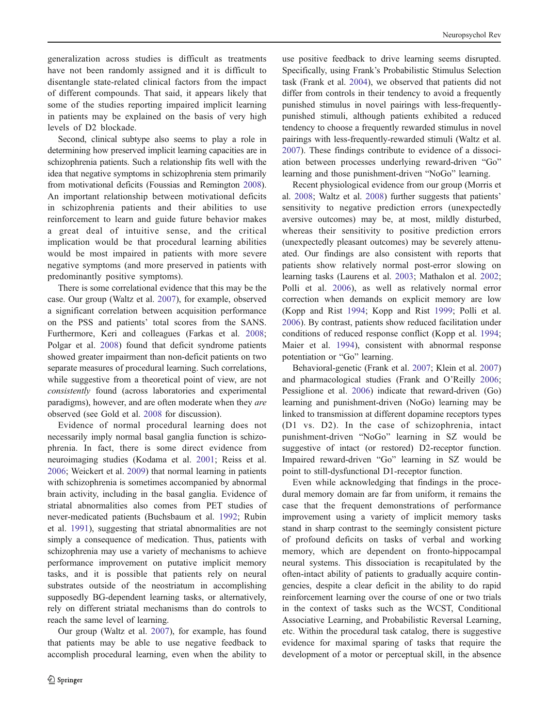generalization across studies is difficult as treatments have not been randomly assigned and it is difficult to disentangle state-related clinical factors from the impact of different compounds. That said, it appears likely that some of the studies reporting impaired implicit learning in patients may be explained on the basis of very high levels of D2 blockade.

Second, clinical subtype also seems to play a role in determining how preserved implicit learning capacities are in schizophrenia patients. Such a relationship fits well with the idea that negative symptoms in schizophrenia stem primarily from motivational deficits (Foussias and Remington 2008). An important relationship between motivational deficits in schizophrenia patients and their abilities to use reinforcement to learn and guide future behavior makes a great deal of intuitive sense, and the critical implication would be that procedural learning abilities would be most impaired in patients with more severe negative symptoms (and more preserved in patients with predominantly positive symptoms).

There is some correlational evidence that this may be the case. Our group (Waltz et al. 2007), for example, observed a significant correlation between acquisition performance on the PSS and patients' total scores from the SANS. Furthermore, Keri and colleagues (Farkas et al. 2008; Polgar et al. 2008) found that deficit syndrome patients showed greater impairment than non-deficit patients on two separate measures of procedural learning. Such correlations, while suggestive from a theoretical point of view, are not *consistently* found (across laboratories and experimental paradigms), however, and are often moderate when they *are* observed (see Gold et al. 2008 for discussion).

Evidence of normal procedural learning does not necessarily imply normal basal ganglia function is schizophrenia. In fact, there is some direct evidence from neuroimaging studies (Kodama et al. 2001; Reiss et al. 2006; Weickert et al. 2009) that normal learning in patients with schizophrenia is sometimes accompanied by abnormal brain activity, including in the basal ganglia. Evidence of striatal abnormalities also comes from PET studies of never-medicated patients (Buchsbaum et al. 1992; Rubin et al. 1991), suggesting that striatal abnormalities are not simply a consequence of medication. Thus, patients with schizophrenia may use a variety of mechanisms to achieve performance improvement on putative implicit memory tasks, and it is possible that patients rely on neural substrates outside of the neostriatum in accomplishing supposedly BG-dependent learning tasks, or alternatively, rely on different striatal mechanisms than do controls to reach the same level of learning.

Our group (Waltz et al. 2007), for example, has found that patients may be able to use negative feedback to accomplish procedural learning, even when the ability to use positive feedback to drive learning seems disrupted. Specifically, using Frank's Probabilistic Stimulus Selection task (Frank et al. 2004), we observed that patients did not differ from controls in their tendency to avoid a frequently punished stimulus in novel pairings with less-frequently-punished stimuli, although patients exhibited a reduced tendency to choose a frequently rewarded stimulus in novel pairings with less-frequently-rewarded stimuli (Waltz et al. 2007). These findings contribute to evidence of a dissociation between processes underlying reward-driven "Go" learning and those punishment-driven "NoGo" learning.

Recent physiological evidence from our group (Morris et al. 2008; Waltz et al. 2008) further suggests that patients' sensitivity to negative prediction errors (unexpectedly aversive outcomes) may be, at most, mildly disturbed, whereas their sensitivity to positive prediction errors (unexpectedly pleasant outcomes) may be severely attenuated. Our findings are also consistent with reports that patients show relatively normal post-error slowing on learning tasks (Laurens et al. 2003; Mathalon et al. 2002; Polli et al. 2006), as well as relatively normal error correction when demands on explicit memory are low (Kopp and Rist 1994; Kopp and Rist 1999; Polli et al. 2006). By contrast, patients show reduced facilitation under conditions of reduced response conflict (Kopp et al. 1994; Maier et al. 1994), consistent with abnormal response potentiation or "Go" learning.

Behavioral-genetic (Frank et al. 2007; Klein et al. 2007) and pharmacological studies (Frank and O'Reilly 2006; Pessiglione et al. 2006) indicate that reward-driven (Go) learning and punishment-driven (NoGo) learning may be linked to transmission at different dopamine receptors types (D1 vs. D2). In the case of schizophrenia, intact punishment-driven "NoGo" learning in SZ would be suggestive of intact (or restored) D2-receptor function. Impaired reward-driven "Go" learning in SZ would be point to still-dysfunctional D1-receptor function.

Even while acknowledging that findings in the procedural memory domain are far from uniform, it remains the case that the frequent demonstrations of performance improvement using a variety of implicit memory tasks stand in sharp contrast to the seemingly consistent picture of profound deficits on tasks of verbal and working memory, which are dependent on fronto-hippocampal neural systems. This dissociation is recapitulated by the often-intact ability of patients to gradually acquire contingencies, despite a clear deficit in the ability to do rapid reinforcement learning over the course of one or two trials in the context of tasks such as the WCST, Conditional Associative Learning, and Probabilistic Reversal Learning, etc. Within the procedural task catalog, there is suggestive evidence for maximal sparing of tasks that require the development of a motor or perceptual skill, in the absence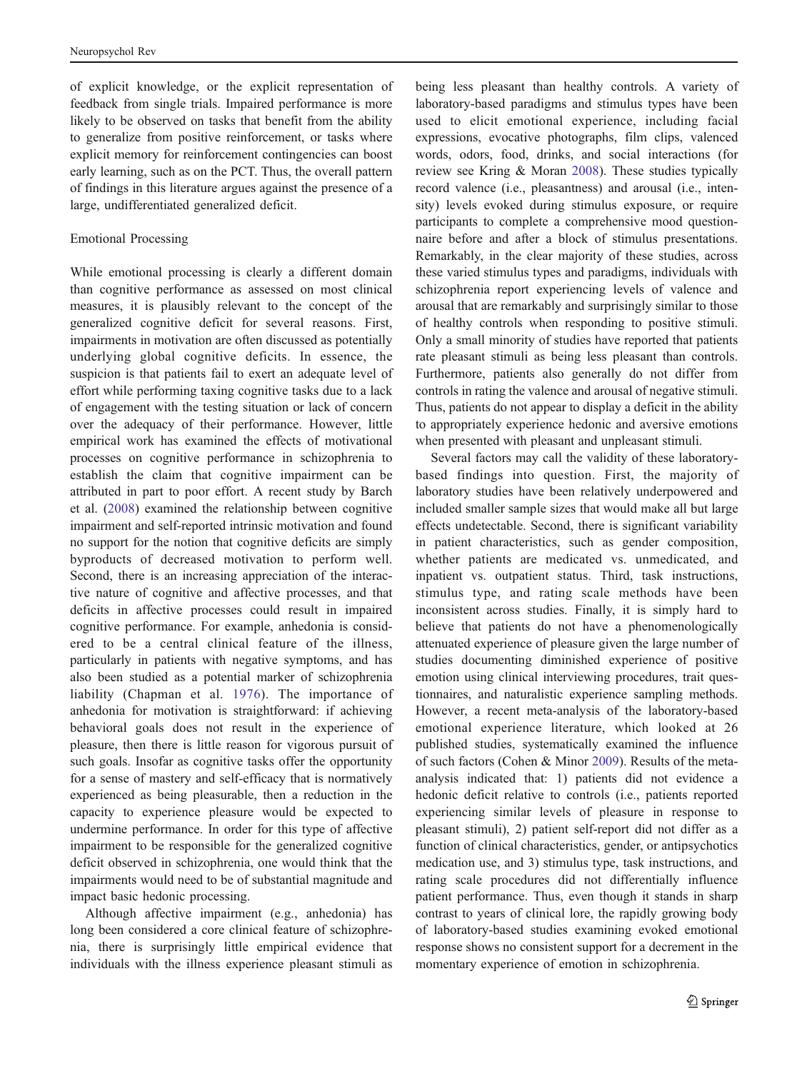of explicit knowledge, or the explicit representation of feedback from single trials. Impaired performance is more likely to be observed on tasks that benefit from the ability to generalize from positive reinforcement, or tasks where explicit memory for reinforcement contingencies can boost early learning, such as on the PCT. Thus, the overall pattern of findings in this literature argues against the presence of a large, undifferentiated generalized deficit.

### Emotional Processing

While emotional processing is clearly a different domain than cognitive performance as assessed on most clinical measures, it is plausibly relevant to the concept of the generalized cognitive deficit for several reasons. First, impairments in motivation are often discussed as potentially underlying global cognitive deficits. In essence, the suspicion is that patients fail to exert an adequate level of effort while performing taxing cognitive tasks due to a lack of engagement with the testing situation or lack of concern over the adequacy of their performance. However, little empirical work has examined the effects of motivational processes on cognitive performance in schizophrenia to establish the claim that cognitive impairment can be attributed in part to poor effort. A recent study by Barch et al. (2008) examined the relationship between cognitive impairment and self-reported intrinsic motivation and found no support for the notion that cognitive deficits are simply byproducts of decreased motivation to perform well. Second, there is an increasing appreciation of the interactive nature of cognitive and affective processes, and that deficits in affective processes could result in impaired cognitive performance. For example, anhedonia is considered to be a central clinical feature of the illness, particularly in patients with negative symptoms, and has also been studied as a potential marker of schizophrenia liability (Chapman et al. 1976). The importance of anhedonia for motivation is straightforward: if achieving behavioral goals does not result in the experience of pleasure, then there is little reason for vigorous pursuit of such goals. Insofar as cognitive tasks offer the opportunity for a sense of mastery and self-efficacy that is normatively experienced as being pleasurable, then a reduction in the capacity to experience pleasure would be expected to undermine performance. In order for this type of affective impairment to be responsible for the generalized cognitive deficit observed in schizophrenia, one would think that the impairments would need to be of substantial magnitude and impact basic hedonic processing.

Although affective impairment (e.g., anhedonia) has long been considered a core clinical feature of schizophrenia, there is surprisingly little empirical evidence that individuals with the illness experience pleasant stimuli as being less pleasant than healthy controls. A variety of laboratory-based paradigms and stimulus types have been used to elicit emotional experience, including facial expressions, evocative photographs, film clips, valenced words, odors, food, drinks, and social interactions (for review see Kring & Moran 2008). These studies typically record valence (i.e., pleasantness) and arousal (i.e., intensity) levels evoked during stimulus exposure, or require participants to complete a comprehensive mood questionnaire before and after a block of stimulus presentations. Remarkably, in the clear majority of these studies, across these varied stimulus types and paradigms, individuals with schizophrenia report experiencing levels of valence and arousal that are remarkably and surprisingly similar to those of healthy controls when responding to positive stimuli. Only a small minority of studies have reported that patients rate pleasant stimuli as being less pleasant than controls. Furthermore, patients also generally do not differ from controls in rating the valence and arousal of negative stimuli. Thus, patients do not appear to display a deficit in the ability to appropriately experience hedonic and aversive emotions when presented with pleasant and unpleasant stimuli.

Several factors may call the validity of these laboratory-based findings into question. First, the majority of laboratory studies have been relatively underpowered and included smaller sample sizes that would make all but large effects undetectable. Second, there is significant variability in patient characteristics, such as gender composition, whether patients are medicated vs. unmedicated, and inpatient vs. outpatient status. Third, task instructions, stimulus type, and rating scale methods have been inconsistent across studies. Finally, it is simply hard to believe that patients do not have a phenomenologically attenuated experience of pleasure given the large number of studies documenting diminished experience of positive emotion using clinical interviewing procedures, trait questionnaires, and naturalistic experience sampling methods. However, a recent meta-analysis of the laboratory-based emotional experience literature, which looked at 26 published studies, systematically examined the influence of such factors (Cohen & Minor 2009). Results of the meta-analysis indicated that: 1) patients did not evidence a hedonic deficit relative to controls (i.e., patients reported experiencing similar levels of pleasure in response to pleasant stimuli), 2) patient self-report did not differ as a function of clinical characteristics, gender, or antipsychotics medication use, and 3) stimulus type, task instructions, and rating scale procedures did not differentially influence patient performance. Thus, even though it stands in sharp contrast to years of clinical lore, the rapidly growing body of laboratory-based studies examining evoked emotional response shows no consistent support for a decrement in the momentary experience of emotion in schizophrenia.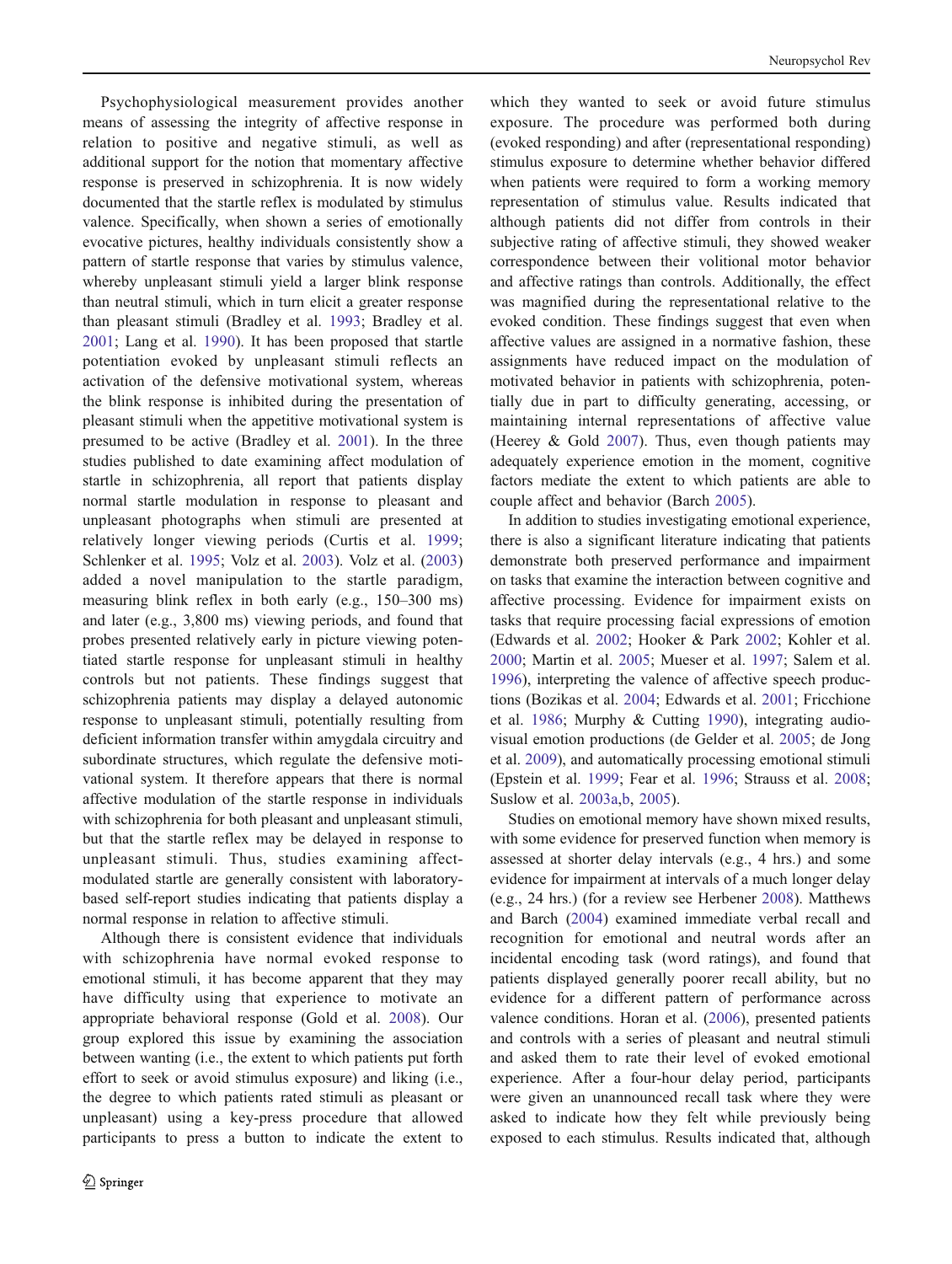Psychophysiological measurement provides another means of assessing the integrity of affective response in relation to positive and negative stimuli, as well as additional support for the notion that momentary affective response is preserved in schizophrenia. It is now widely documented that the startle reflex is modulated by stimulus valence. Specifically, when shown a series of emotionally evocative pictures, healthy individuals consistently show a pattern of startle response that varies by stimulus valence, whereby unpleasant stimuli yield a larger blink response than neutral stimuli, which in turn elicit a greater response than pleasant stimuli (Bradley et al. 1993; Bradley et al. 2001; Lang et al. 1990). It has been proposed that startle potentiation evoked by unpleasant stimuli reflects an activation of the defensive motivational system, whereas the blink response is inhibited during the presentation of pleasant stimuli when the appetitive motivational system is presumed to be active (Bradley et al. 2001). In the three studies published to date examining affect modulation of startle in schizophrenia, all report that patients display normal startle modulation in response to pleasant and unpleasant photographs when stimuli are presented at relatively longer viewing periods (Curtis et al. 1999; Schlenker et al. 1995; Volz et al. 2003). Volz et al. (2003) added a novel manipulation to the startle paradigm, measuring blink reflex in both early (e.g., 150–300 ms) and later (e.g., 3,800 ms) viewing periods, and found that probes presented relatively early in picture viewing potentiated startle response for unpleasant stimuli in healthy controls but not patients. These findings suggest that schizophrenia patients may display a delayed autonomic response to unpleasant stimuli, potentially resulting from deficient information transfer within amygdala circuitry and subordinate structures, which regulate the defensive motivational system. It therefore appears that there is normal affective modulation of the startle response in individuals with schizophrenia for both pleasant and unpleasant stimuli, but that the startle reflex may be delayed in response to unpleasant stimuli. Thus, studies examining affect-modulated startle are generally consistent with laboratory-based self-report studies indicating that patients display a normal response in relation to affective stimuli.

Although there is consistent evidence that individuals with schizophrenia have normal evoked response to emotional stimuli, it has become apparent that they may have difficulty using that experience to motivate an appropriate behavioral response (Gold et al. 2008). Our group explored this issue by examining the association between wanting (i.e., the extent to which patients put forth effort to seek or avoid stimulus exposure) and liking (i.e., the degree to which patients rated stimuli as pleasant or unpleasant) using a key-press procedure that allowed participants to press a button to indicate the extent to which they wanted to seek or avoid future stimulus exposure. The procedure was performed both during (evoked responding) and after (representational responding) stimulus exposure to determine whether behavior differed when patients were required to form a working memory representation of stimulus value. Results indicated that although patients did not differ from controls in their subjective rating of affective stimuli, they showed weaker correspondence between their volitional motor behavior and affective ratings than controls. Additionally, the effect was magnified during the representational relative to the evoked condition. These findings suggest that even when affective values are assigned in a normative fashion, these assignments have reduced impact on the modulation of motivated behavior in patients with schizophrenia, potentially due in part to difficulty generating, accessing, or maintaining internal representations of affective value (Heerey & Gold 2007). Thus, even though patients may adequately experience emotion in the moment, cognitive factors mediate the extent to which patients are able to couple affect and behavior (Barch 2005).

In addition to studies investigating emotional experience, there is also a significant literature indicating that patients demonstrate both preserved performance and impairment on tasks that examine the interaction between cognitive and affective processing. Evidence for impairment exists on tasks that require processing facial expressions of emotion (Edwards et al. 2002; Hooker & Park 2002; Kohler et al. 2000; Martin et al. 2005; Mueser et al. 1997; Salem et al. 1996), interpreting the valence of affective speech productions (Bozikas et al. 2004; Edwards et al. 2001; Fricchione et al. 1986; Murphy & Cutting 1990), integrating audio-visual emotion productions (de Gelder et al. 2005; de Jong et al. 2009), and automatically processing emotional stimuli (Epstein et al. 1999; Fear et al. 1996; Strauss et al. 2008; Suslow et al. 2003a,b, 2005).

Studies on emotional memory have shown mixed results, with some evidence for preserved function when memory is assessed at shorter delay intervals (e.g., 4 hrs.) and some evidence for impairment at intervals of a much longer delay (e.g., 24 hrs.) (for a review see Herbener 2008). Matthews and Barch (2004) examined immediate verbal recall and recognition for emotional and neutral words after an incidental encoding task (word ratings), and found that patients displayed generally poorer recall ability, but no evidence for a different pattern of performance across valence conditions. Horan et al. (2006), presented patients and controls with a series of pleasant and neutral stimuli and asked them to rate their level of evoked emotional experience. After a four-hour delay period, participants were given an unannounced recall task where they were asked to indicate how they felt while previously being exposed to each stimulus. Results indicated that, although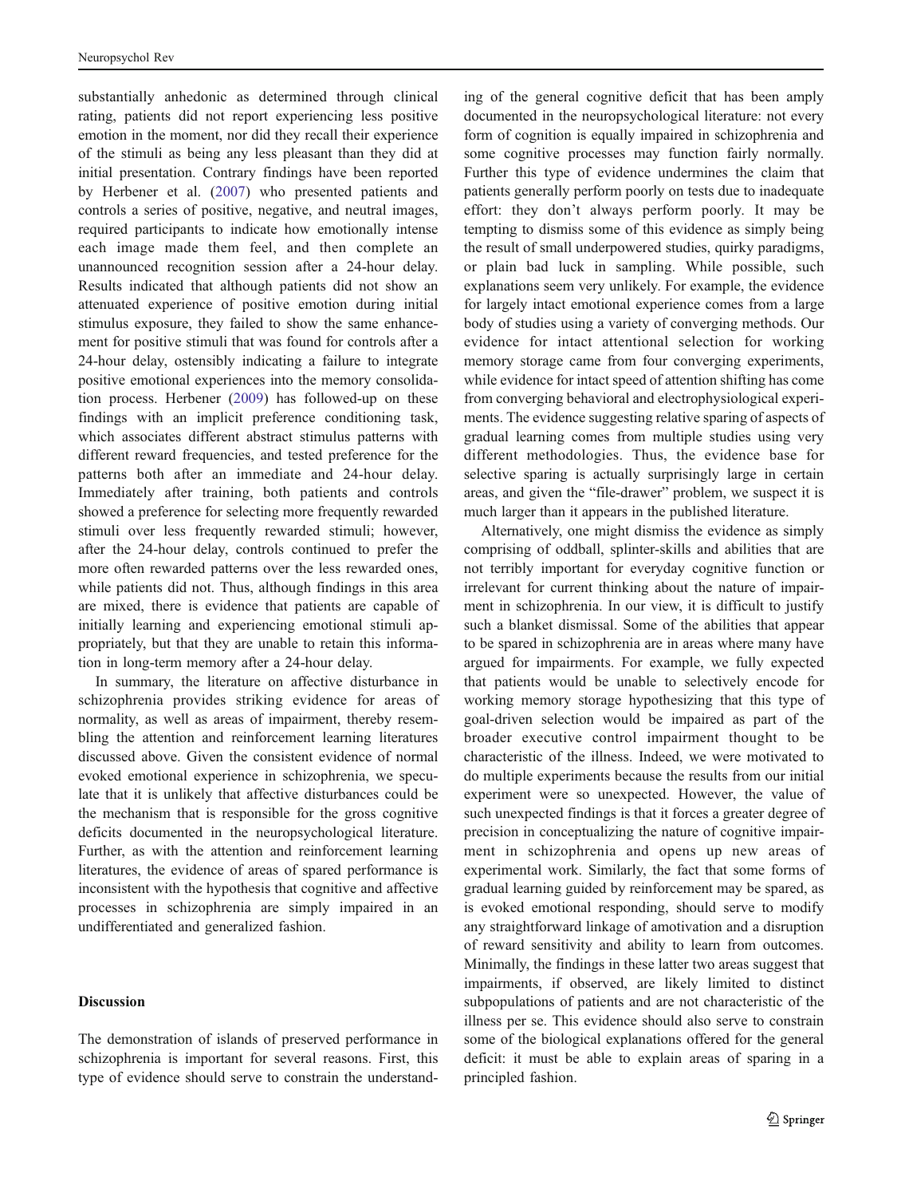substantially anhedonic as determined through clinical rating, patients did not report experiencing less positive emotion in the moment, nor did they recall their experience of the stimuli as being any less pleasant than they did at initial presentation. Contrary findings have been reported by Herbener et al. (2007) who presented patients and controls a series of positive, negative, and neutral images, required participants to indicate how emotionally intense each image made them feel, and then complete an unannounced recognition session after a 24-hour delay. Results indicated that although patients did not show an attenuated experience of positive emotion during initial stimulus exposure, they failed to show the same enhancement for positive stimuli that was found for controls after a 24-hour delay, ostensibly indicating a failure to integrate positive emotional experiences into the memory consolidation process. Herbener (2009) has followed-up on these findings with an implicit preference conditioning task, which associates different abstract stimulus patterns with different reward frequencies, and tested preference for the patterns both after an immediate and 24-hour delay. Immediately after training, both patients and controls showed a preference for selecting more frequently rewarded stimuli over less frequently rewarded stimuli; however, after the 24-hour delay, controls continued to prefer the more often rewarded patterns over the less rewarded ones, while patients did not. Thus, although findings in this area are mixed, there is evidence that patients are capable of initially learning and experiencing emotional stimuli appropriately, but that they are unable to retain this information in long-term memory after a 24-hour delay.

In summary, the literature on affective disturbance in schizophrenia provides striking evidence for areas of normality, as well as areas of impairment, thereby resembling the attention and reinforcement learning literatures discussed above. Given the consistent evidence of normal evoked emotional experience in schizophrenia, we speculate that it is unlikely that affective disturbances could be the mechanism that is responsible for the gross cognitive deficits documented in the neuropsychological literature. Further, as with the attention and reinforcement learning literatures, the evidence of areas of spared performance is inconsistent with the hypothesis that cognitive and affective processes in schizophrenia are simply impaired in an undifferentiated and generalized fashion.

## Discussion

The demonstration of islands of preserved performance in schizophrenia is important for several reasons. First, this type of evidence should serve to constrain the understanding of the general cognitive deficit that has been amply documented in the neuropsychological literature: not every form of cognition is equally impaired in schizophrenia and some cognitive processes may function fairly normally. Further this type of evidence undermines the claim that patients generally perform poorly on tests due to inadequate effort: they don't always perform poorly. It may be tempting to dismiss some of this evidence as simply being the result of small underpowered studies, quirky paradigms, or plain bad luck in sampling. While possible, such explanations seem very unlikely. For example, the evidence for largely intact emotional experience comes from a large body of studies using a variety of converging methods. Our evidence for intact attentional selection for working memory storage came from four converging experiments, while evidence for intact speed of attention shifting has come from converging behavioral and electrophysiological experiments. The evidence suggesting relative sparing of aspects of gradual learning comes from multiple studies using very different methodologies. Thus, the evidence base for selective sparing is actually surprisingly large in certain areas, and given the "file-drawer" problem, we suspect it is much larger than it appears in the published literature.

Alternatively, one might dismiss the evidence as simply comprising of oddball, splinter-skills and abilities that are not terribly important for everyday cognitive function or irrelevant for current thinking about the nature of impairment in schizophrenia. In our view, it is difficult to justify such a blanket dismissal. Some of the abilities that appear to be spared in schizophrenia are in areas where many have argued for impairments. For example, we fully expected that patients would be unable to selectively encode for working memory storage hypothesizing that this type of goal-driven selection would be impaired as part of the broader executive control impairment thought to be characteristic of the illness. Indeed, we were motivated to do multiple experiments because the results from our initial experiment were so unexpected. However, the value of such unexpected findings is that it forces a greater degree of precision in conceptualizing the nature of cognitive impairment in schizophrenia and opens up new areas of experimental work. Similarly, the fact that some forms of gradual learning guided by reinforcement may be spared, as is evoked emotional responding, should serve to modify any straightforward linkage of amotivation and a disruption of reward sensitivity and ability to learn from outcomes. Minimally, the findings in these latter two areas suggest that impairments, if observed, are likely limited to distinct subpopulations of patients and are not characteristic of the illness per se. This evidence should also serve to constrain some of the biological explanations offered for the general deficit: it must be able to explain areas of sparing in a principled fashion.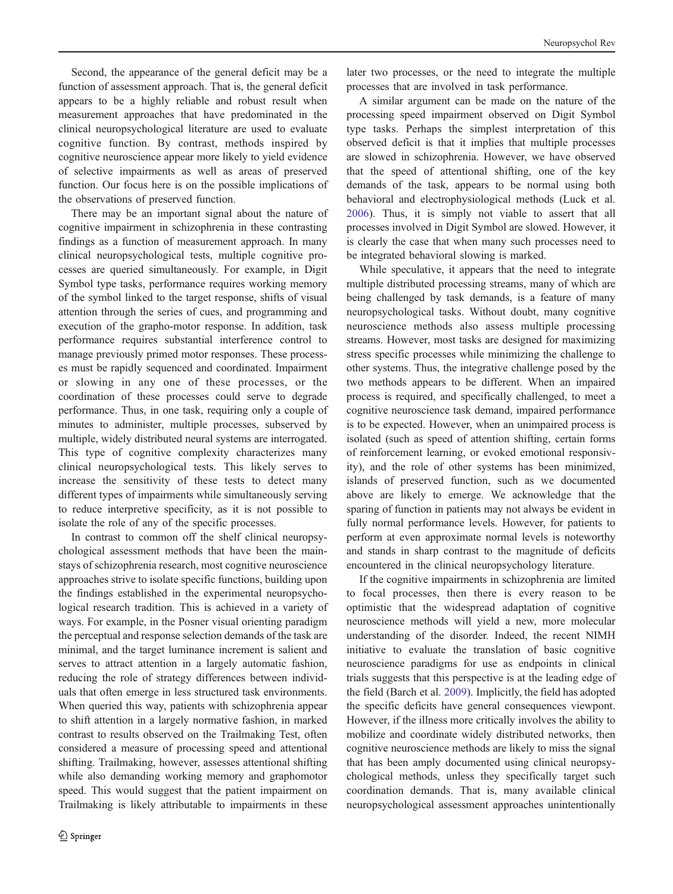Second, the appearance of the general deficit may be a function of assessment approach. That is, the general deficit appears to be a highly reliable and robust result when measurement approaches that have predominated in the clinical neuropsychological literature are used to evaluate cognitive function. By contrast, methods inspired by cognitive neuroscience appear more likely to yield evidence of selective impairments as well as areas of preserved function. Our focus here is on the possible implications of the observations of preserved function.

There may be an important signal about the nature of cognitive impairment in schizophrenia in these contrasting findings as a function of measurement approach. In many clinical neuropsychological tests, multiple cognitive processes are queried simultaneously. For example, in Digit Symbol type tasks, performance requires working memory of the symbol linked to the target response, shifts of visual attention through the series of cues, and programming and execution of the grapho-motor response. In addition, task performance requires substantial interference control to manage previously primed motor responses. These processes must be rapidly sequenced and coordinated. Impairment or slowing in any one of these processes, or the coordination of these processes could serve to degrade performance. Thus, in one task, requiring only a couple of minutes to administer, multiple processes, subserved by multiple, widely distributed neural systems are interrogated. This type of cognitive complexity characterizes many clinical neuropsychological tests. This likely serves to increase the sensitivity of these tests to detect many different types of impairments while simultaneously serving to reduce interpretive specificity, as it is not possible to isolate the role of any of the specific processes.

In contrast to common off the shelf clinical neuropsychological assessment methods that have been the mainstays of schizophrenia research, most cognitive neuroscience approaches strive to isolate specific functions, building upon the findings established in the experimental neuropsychological research tradition. This is achieved in a variety of ways. For example, in the Posner visual orienting paradigm the perceptual and response selection demands of the task are minimal, and the target luminance increment is salient and serves to attract attention in a largely automatic fashion, reducing the role of strategy differences between individuals that often emerge in less structured task environments. When queried this way, patients with schizophrenia appear to shift attention in a largely normative fashion, in marked contrast to results observed on the Trailmaking Test, often considered a measure of processing speed and attentional shifting. Trailmaking, however, assesses attentional shifting while also demanding working memory and graphomotor speed. This would suggest that the patient impairment on Trailmaking is likely attributable to impairments in these later two processes, or the need to integrate the multiple processes that are involved in task performance.

A similar argument can be made on the nature of the processing speed impairment observed on Digit Symbol type tasks. Perhaps the simplest interpretation of this observed deficit is that it implies that multiple processes are slowed in schizophrenia. However, we have observed that the speed of attentional shifting, one of the key demands of the task, appears to be normal using both behavioral and electrophysiological methods (Luck et al. 2006). Thus, it is simply not viable to assert that all processes involved in Digit Symbol are slowed. However, it is clearly the case that when many such processes need to be integrated behavioral slowing is marked.

While speculative, it appears that the need to integrate multiple distributed processing streams, many of which are being challenged by task demands, is a feature of many neuropsychological tasks. Without doubt, many cognitive neuroscience methods also assess multiple processing streams. However, most tasks are designed for maximizing stress specific processes while minimizing the challenge to other systems. Thus, the integrative challenge posed by the two methods appears to be different. When an impaired process is required, and specifically challenged, to meet a cognitive neuroscience task demand, impaired performance is to be expected. However, when an unimpaired process is isolated (such as speed of attention shifting, certain forms of reinforcement learning, or evoked emotional responsivity), and the role of other systems has been minimized, islands of preserved function, such as we documented above are likely to emerge. We acknowledge that the sparing of function in patients may not always be evident in fully normal performance levels. However, for patients to perform at even approximate normal levels is noteworthy and stands in sharp contrast to the magnitude of deficits encountered in the clinical neuropsychology literature.

If the cognitive impairments in schizophrenia are limited to focal processes, then there is every reason to be optimistic that the widespread adaptation of cognitive neuroscience methods will yield a new, more molecular understanding of the disorder. Indeed, the recent NIMH initiative to evaluate the translation of basic cognitive neuroscience paradigms for use as endpoints in clinical trials suggests that this perspective is at the leading edge of the field (Barch et al. 2009). Implicitly, the field has adopted the specific deficits have general consequences viewpoint. However, if the illness more critically involves the ability to mobilize and coordinate widely distributed networks, then cognitive neuroscience methods are likely to miss the signal that has been amply documented using clinical neuropsychological methods, unless they specifically target such coordination demands. That is, many available clinical neuropsychological assessment approaches unintentionally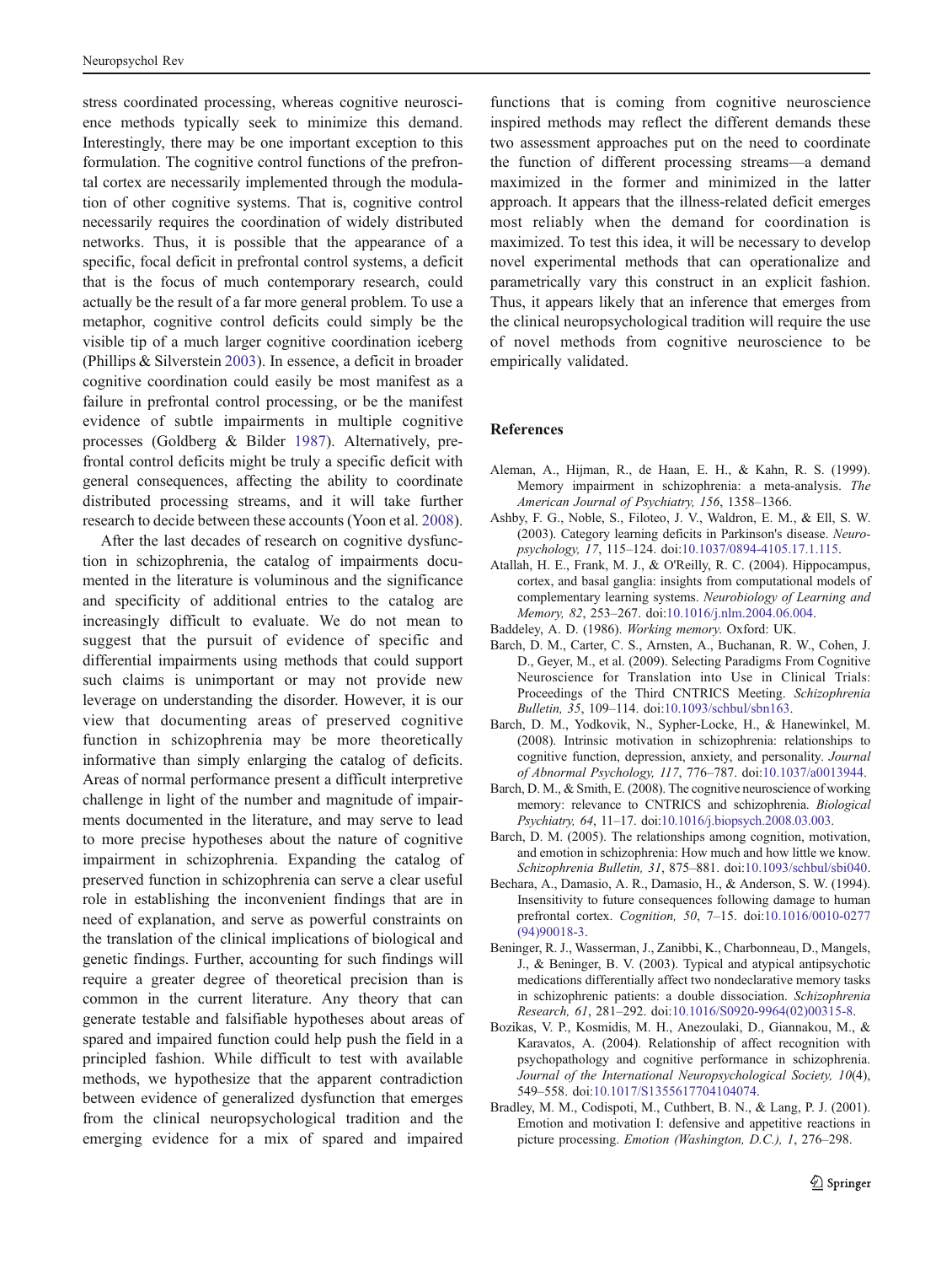stress coordinated processing, whereas cognitive neuroscience methods typically seek to minimize this demand. Interestingly, there may be one important exception to this formulation. The cognitive control functions of the prefrontal cortex are necessarily implemented through the modulation of other cognitive systems. That is, cognitive control necessarily requires the coordination of widely distributed networks. Thus, it is possible that the appearance of a specific, focal deficit in prefrontal control systems, a deficit that is the focus of much contemporary research, could actually be the result of a far more general problem. To use a metaphor, cognitive control deficits could simply be the visible tip of a much larger cognitive coordination iceberg (Phillips & Silverstein 2003). In essence, a deficit in broader cognitive coordination could easily be most manifest as a failure in prefrontal control processing, or be the manifest evidence of subtle impairments in multiple cognitive processes (Goldberg & Bilder 1987). Alternatively, prefrontal control deficits might be truly a specific deficit with general consequences, affecting the ability to coordinate distributed processing streams, and it will take further research to decide between these accounts (Yoon et al. 2008).

After the last decades of research on cognitive dysfunction in schizophrenia, the catalog of impairments documented in the literature is voluminous and the significance and specificity of additional entries to the catalog are increasingly difficult to evaluate. We do not mean to suggest that the pursuit of evidence of specific and differential impairments using methods that could support such claims is unimportant or may not provide new leverage on understanding the disorder. However, it is our view that documenting areas of preserved cognitive function in schizophrenia may be more theoretically informative than simply enlarging the catalog of deficits. Areas of normal performance present a difficult interpretive challenge in light of the number and magnitude of impairments documented in the literature, and may serve to lead to more precise hypotheses about the nature of cognitive impairment in schizophrenia. Expanding the catalog of preserved function in schizophrenia can serve a clear useful role in establishing the inconvenient findings that are in need of explanation, and serve as powerful constraints on the translation of the clinical implications of biological and genetic findings. Further, accounting for such findings will require a greater degree of theoretical precision than is common in the current literature. Any theory that can generate testable and falsifiable hypotheses about areas of spared and impaired function could help push the field in a principled fashion. While difficult to test with available methods, we hypothesize that the apparent contradiction between evidence of generalized dysfunction that emerges from the clinical neuropsychological tradition and the emerging evidence for a mix of spared and impaired functions that is coming from cognitive neuroscience inspired methods may reflect the different demands these two assessment approaches put on the need to coordinate the function of different processing streams—a demand maximized in the former and minimized in the latter approach. It appears that the illness-related deficit emerges most reliably when the demand for coordination is maximized. To test this idea, it will be necessary to develop novel experimental methods that can operationalize and parametrically vary this construct in an explicit fashion. Thus, it appears likely that an inference that emerges from the clinical neuropsychological tradition will require the use of novel methods from cognitive neuroscience to be empirically validated.

## References

Aleman, A., Hijman, R., de Haan, E. H., & Kahn, R. S. (1999). Memory impairment in schizophrenia: a meta-analysis. *The American Journal of Psychiatry, 156*, 1358–1366.

Ashby, F. G., Noble, S., Filoteo, J. V., Waldron, E. M., & Ell, S. W. (2003). Category learning deficits in Parkinson's disease. *Neuropsychology, 17*, 115–124. doi:10.1037/0894-4105.17.1.115.

Atallah, H. E., Frank, M. J., & O'Reilly, R. C. (2004). Hippocampus, cortex, and basal ganglia: insights from computational models of complementary learning systems. *Neurobiology of Learning and Memory, 82*, 253–267. doi:10.1016/j.nlm.2004.06.004.

Baddeley, A. D. (1986). *Working memory*. Oxford: UK.

Barch, D. M., Carter, C. S., Arnsten, A., Buchanan, R. W., Cohen, J. D., Geyer, M., et al. (2009). Selecting Paradigms From Cognitive Neuroscience for Translation into Use in Clinical Trials: Proceedings of the Third CNTRICS Meeting. *Schizophrenia Bulletin, 35*, 109–114. doi:10.1093/schbul/sbn163.

Barch, D. M., Yodkovik, N., Sypher-Locke, H., & Hanewinkel, M. (2008). Intrinsic motivation in schizophrenia: relationships to cognitive function, depression, anxiety, and personality. *Journal of Abnormal Psychology, 117*, 776–787. doi:10.1037/a0013944.

Barch, D. M., & Smith, E. (2008). The cognitive neuroscience of working memory: relevance to CNTRICS and schizophrenia. *Biological Psychiatry, 64*, 11–17. doi:10.1016/j.biopsych.2008.03.003.

Barch, D. M. (2005). The relationships among cognition, motivation, and emotion in schizophrenia: How much and how little we know. *Schizophrenia Bulletin, 31*, 875–881. doi:10.1093/schbul/sbi040.

Bechara, A., Damasio, A. R., Damasio, H., & Anderson, S. W. (1994). Insensitivity to future consequences following damage to human prefrontal cortex. *Cognition, 50*, 7–15. doi:10.1016/0010-0277(94)90018-3.

Beninger, R. J., Wasserman, J., Zanibbi, K., Charbonneau, D., Mangels, J., & Beninger, B. V. (2003). Typical and atypical antipsychotic medications differentially affect two nondeclarative memory tasks in schizophrenic patients: a double dissociation. *Schizophrenia Research, 61*, 281–292. doi:10.1016/S0920-9964(02)00315-8.

Bozikas, V. P., Kosmidis, M. H., Anezoulaki, D., Giannakou, M., & Karavatos, A. (2004). Relationship of affect recognition with psychopathology and cognitive performance in schizophrenia. *Journal of the International Neuropsychological Society, 10*(4), 549–558. doi:10.1017/S1355617704104074.

Bradley, M. M., Codispoti, M., Cuthbert, B. N., & Lang, P. J. (2001). Emotion and motivation I: defensive and appetitive reactions in picture processing. *Emotion (Washington, D.C.), 1*, 276–298.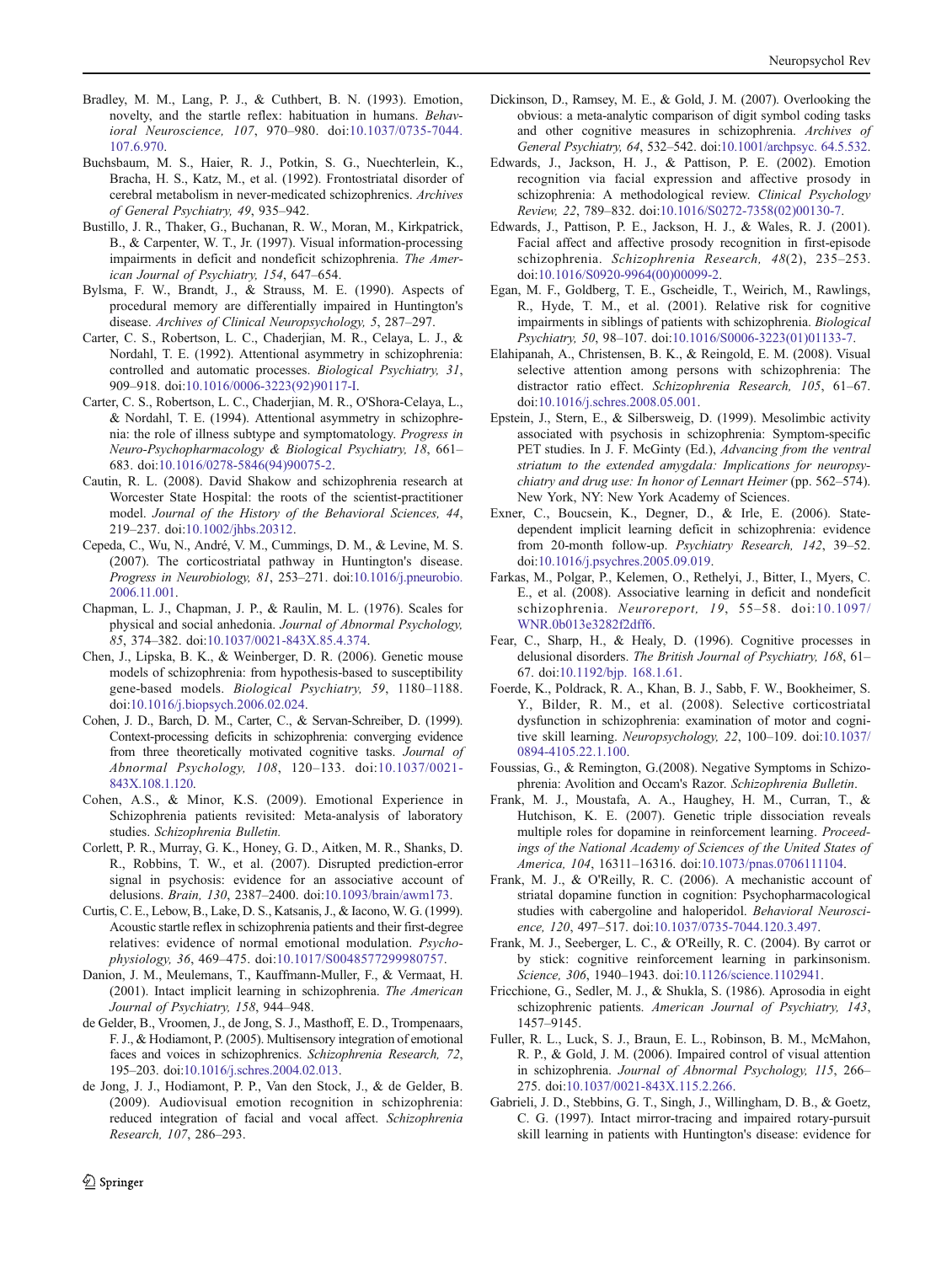Bradley, M. M., Lang, P. J., & Cuthbert, B. N. (1993). Emotion, novelty, and the startle reflex: habituation in humans. *Behavioral Neuroscience, 107*, 970–980. doi:10.1037/0735-7044.107.6.970.

Buchsbaum, M. S., Haier, R. J., Potkin, S. G., Nuechterlein, K., Bracha, H. S., Katz, M., et al. (1992). Frontostriatal disorder of cerebral metabolism in never-medicated schizophrenics. *Archives of General Psychiatry, 49*, 935–942.

Bustillo, J. R., Thaker, G., Buchanan, R. W., Moran, M., Kirkpatrick, B., & Carpenter, W. T., Jr. (1997). Visual information-processing impairments in deficit and nondeficit schizophrenia. *The American Journal of Psychiatry, 154*, 647–654.

Bylsma, F. W., Brandt, J., & Strauss, M. E. (1990). Aspects of procedural memory are differentially impaired in Huntington's disease. *Archives of Clinical Neuropsychology, 5*, 287–297.

Carter, C. S., Robertson, L. C., Chaderjian, M. R., Celaya, L. J., & Nordahl, T. E. (1992). Attentional asymmetry in schizophrenia: controlled and automatic processes. *Biological Psychiatry, 31*, 909–918. doi:10.1016/0006-3223(92)90117-I.

Carter, C. S., Robertson, L. C., Chaderjian, M. R., O'Shora-Celaya, L., & Nordahl, T. E. (1994). Attentional asymmetry in schizophrenia: the role of illness subtype and symptomatology. *Progress in Neuro-Psychopharmacology & Biological Psychiatry, 18*, 661–683. doi:10.1016/0278-5846(94)90075-2.

Cautin, R. L. (2008). David Shakow and schizophrenia research at Worcester State Hospital: the roots of the scientist-practitioner model. *Journal of the History of the Behavioral Sciences, 44*, 219–237. doi:10.1002/jhbs.20312.

Cepeda, C., Wu, N., André, V. M., Cummings, D. M., & Levine, M. S. (2007). The corticostriatal pathway in Huntington's disease. *Progress in Neurobiology, 81*, 253–271. doi:10.1016/j.pneurobio.2006.11.001.

Chapman, L. J., Chapman, J. P., & Raulin, M. L. (1976). Scales for physical and social anhedonia. *Journal of Abnormal Psychology, 85*, 374–382. doi:10.1037/0021-843X.85.4.374.

Chen, J., Lipska, B. K., & Weinberger, D. R. (2006). Genetic mouse models of schizophrenia: from hypothesis-based to susceptibility gene-based models. *Biological Psychiatry, 59*, 1180–1188. doi:10.1016/j.biopsych.2006.02.024.

Cohen, J. D., Barch, D. M., Carter, C., & Servan-Schreiber, D. (1999). Context-processing deficits in schizophrenia: converging evidence from three theoretically motivated cognitive tasks. *Journal of Abnormal Psychology, 108*, 120–133. doi:10.1037/0021-843X.108.1.120.

Cohen, A.S., & Minor, K.S. (2009). Emotional Experience in Schizophrenia patients revisited: Meta-analysis of laboratory studies. *Schizophrenia Bulletin.*

Corlett, P. R., Murray, G. K., Honey, G. D., Aitken, M. R., Shanks, D. R., Robbins, T. W., et al. (2007). Disrupted prediction-error signal in psychosis: evidence for an associative account of delusions. *Brain, 130*, 2387–2400. doi:10.1093/brain/awm173.

Curtis, C. E., Lebow, B., Lake, D. S., Katsanis, J., & Iacono, W. G. (1999). Acoustic startle reflex in schizophrenia patients and their first-degree relatives: evidence of normal emotional modulation. *Psychophysiology, 36*, 469–475. doi:10.1017/S0048577299980757.

Danion, J. M., Meulemans, T., Kauffmann-Muller, F., & Vermaat, H. (2001). Intact implicit learning in schizophrenia. *The American Journal of Psychiatry, 158*, 944–948.

de Gelder, B., Vroomen, J., de Jong, S. J., Masthoff, E. D., Trompenaars, F. J., & Hodiamont, P. (2005). Multisensory integration of emotional faces and voices in schizophrenics. *Schizophrenia Research, 72*, 195–203. doi:10.1016/j.schres.2004.02.013.

de Jong, J. J., Hodiamont, P. P., Van den Stock, J., & de Gelder, B. (2009). Audiovisual emotion recognition in schizophrenia: reduced integration of facial and vocal affect. *Schizophrenia Research, 107*, 286–293.

Dickinson, D., Ramsey, M. E., & Gold, J. M. (2007). Overlooking the obvious: a meta-analytic comparison of digit symbol coding tasks and other cognitive measures in schizophrenia. *Archives of General Psychiatry, 64*, 532–542. doi:10.1001/archpsyc. 64.5.532.

Edwards, J., Jackson, H. J., & Pattison, P. E. (2002). Emotion recognition via facial expression and affective prosody in schizophrenia: A methodological review. *Clinical Psychology Review, 22*, 789–832. doi:10.1016/S0272-7358(02)00130-7.

Edwards, J., Pattison, P. E., Jackson, H. J., & Wales, R. J. (2001). Facial affect and affective prosody recognition in first-episode schizophrenia. *Schizophrenia Research, 48*(2), 235–253. doi:10.1016/S0920-9964(00)00099-2.

Egan, M. F., Goldberg, T. E., Gscheidle, T., Weirich, M., Rawlings, R., Hyde, T. M., et al. (2001). Relative risk for cognitive impairments in siblings of patients with schizophrenia. *Biological Psychiatry, 50*, 98–107. doi:10.1016/S0006-3223(01)01133-7.

Elahipanah, A., Christensen, B. K., & Reingold, E. M. (2008). Visual selective attention among persons with schizophrenia: The distractor ratio effect. *Schizophrenia Research, 105*, 61–67. doi:10.1016/j.schres.2008.05.001.

Epstein, J., Stern, E., & Silbersweig, D. (1999). Mesolimbic activity associated with psychosis in schizophrenia: Symptom-specific PET studies. In J. F. McGinty (Ed.), *Advancing from the ventral striatum to the extended amygdala: Implications for neuropsychiatry and drug use: In honor of Lennart Heimer* (pp. 562–574). New York, NY: New York Academy of Sciences.

Exner, C., Boucsein, K., Degner, D., & Irle, E. (2006). State-dependent implicit learning deficit in schizophrenia: evidence from 20-month follow-up. *Psychiatry Research, 142*, 39–52. doi:10.1016/j.psychres.2005.09.019.

Farkas, M., Polgar, P., Kelemen, O., Rethelyi, J., Bitter, I., Myers, C. E., et al. (2008). Associative learning in deficit and nondeficit schizophrenia. *Neuroreport, 19*, 55–58. doi:10.1097/WNR.0b013e3282f2dff6.

Fear, C., Sharp, H., & Healy, D. (1996). Cognitive processes in delusional disorders. *The British Journal of Psychiatry, 168*, 61–67. doi:10.1192/bjp. 168.1.61.

Foerde, K., Poldrack, R. A., Khan, B. J., Sabb, F. W., Bookheimer, S. Y., Bilder, R. M., et al. (2008). Selective corticostriatal dysfunction in schizophrenia: examination of motor and cognitive skill learning. *Neuropsychology, 22*, 100–109. doi:10.1037/0894-4105.22.1.100.

Foussias, G., & Remington, G.(2008). Negative Symptoms in Schizophrenia: Avolition and Occam's Razor. *Schizophrenia Bulletin*.

Frank, M. J., Moustafa, A. A., Haughey, H. M., Curran, T., & Hutchison, K. E. (2007). Genetic triple dissociation reveals multiple roles for dopamine in reinforcement learning. *Proceedings of the National Academy of Sciences of the United States of America, 104*, 16311–16316. doi:10.1073/pnas.0706111104.

Frank, M. J., & O'Reilly, R. C. (2006). A mechanistic account of striatal dopamine function in cognition: Psychopharmacological studies with cabergoline and haloperidol. *Behavioral Neuroscience, 120*, 497–517. doi:10.1037/0735-7044.120.3.497.

Frank, M. J., Seeberger, L. C., & O'Reilly, R. C. (2004). By carrot or by stick: cognitive reinforcement learning in parkinsonism. *Science, 306*, 1940–1943. doi:10.1126/science.1102941.

Fricchione, G., Sedler, M. J., & Shukla, S. (1986). Aprosodia in eight schizophrenic patients. *American Journal of Psychiatry, 143*, 1457–9145.

Fuller, R. L., Luck, S. J., Braun, E. L., Robinson, B. M., McMahon, R. P., & Gold, J. M. (2006). Impaired control of visual attention in schizophrenia. *Journal of Abnormal Psychology, 115*, 266–275. doi:10.1037/0021-843X.115.2.266.

Gabrieli, J. D., Stebbins, G. T., Singh, J., Willingham, D. B., & Goetz, C. G. (1997). Intact mirror-tracing and impaired rotary-pursuit skill learning in patients with Huntington's disease: evidence for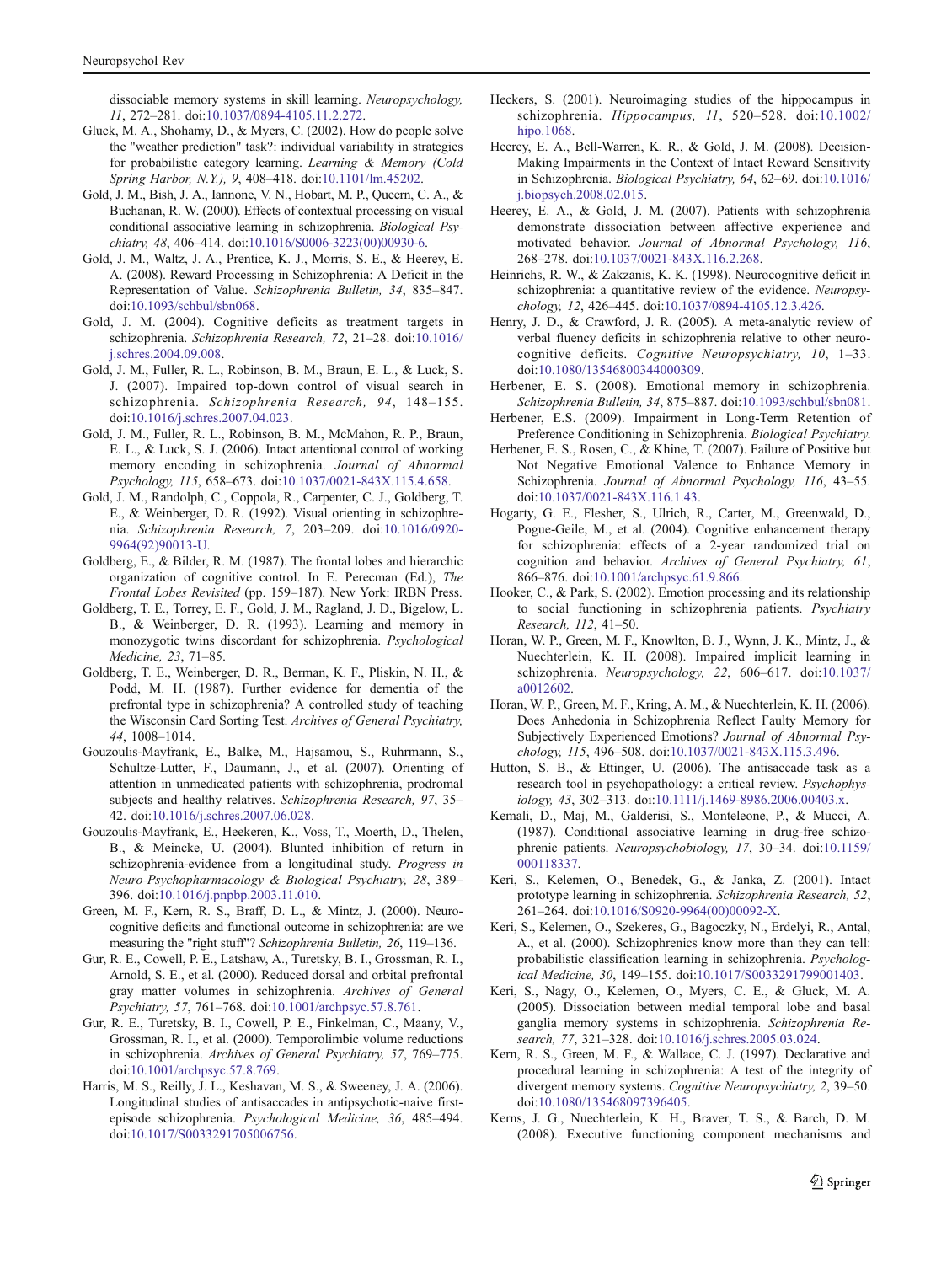dissociable memory systems in skill learning. *Neuropsychology, 11*, 272–281. doi:10.1037/0894-4105.11.2.272.

Gluck, M. A., Shohamy, D., & Myers, C. (2002). How do people solve the "weather prediction" task?: individual variability in strategies for probabilistic category learning. *Learning & Memory (Cold Spring Harbor, N.Y.), 9*, 408–418. doi:10.1101/lm.45202.

Gold, J. M., Bish, J. A., Iannone, V. N., Hobart, M. P., Queern, C. A., & Buchanan, R. W. (2000). Effects of contextual processing on visual conditional associative learning in schizophrenia. *Biological Psychiatry, 48*, 406–414. doi:10.1016/S0006-3223(00)00930-6.

Gold, J. M., Waltz, J. A., Prentice, K. J., Morris, S. E., & Heerey, E. A. (2008). Reward Processing in Schizophrenia: A Deficit in the Representation of Value. *Schizophrenia Bulletin, 34*, 835–847. doi:10.1093/schbul/sbn068.

Gold, J. M. (2004). Cognitive deficits as treatment targets in schizophrenia. *Schizophrenia Research, 72*, 21–28. doi:10.1016/j.schres.2004.09.008.

Gold, J. M., Fuller, R. L., Robinson, B. M., Braun, E. L., & Luck, S. J. (2007). Impaired top-down control of visual search in schizophrenia. *Schizophrenia Research, 94*, 148–155. doi:10.1016/j.schres.2007.04.023.

Gold, J. M., Fuller, R. L., Robinson, B. M., McMahon, R. P., Braun, E. L., & Luck, S. J. (2006). Intact attentional control of working memory encoding in schizophrenia. *Journal of Abnormal Psychology, 115*, 658–673. doi:10.1037/0021-843X.115.4.658.

Gold, J. M., Randolph, C., Coppola, R., Carpenter, C. J., Goldberg, T. E., & Weinberger, D. R. (1992). Visual orienting in schizophrenia. *Schizophrenia Research, 7*, 203–209. doi:10.1016/0920-9964(92)90013-U.

Goldberg, E., & Bilder, R. M. (1987). The frontal lobes and hierarchic organization of cognitive control. In E. Perecman (Ed.), *The Frontal Lobes Revisited* (pp. 159–187). New York: IRBN Press.

Goldberg, T. E., Torrey, E. F., Gold, J. M., Ragland, J. D., Bigelow, L. B., & Weinberger, D. R. (1993). Learning and memory in monozygotic twins discordant for schizophrenia. *Psychological Medicine, 23*, 71–85.

Goldberg, T. E., Weinberger, D. R., Berman, K. F., Pliskin, N. H., & Podd, M. H. (1987). Further evidence for dementia of the prefrontal type in schizophrenia? A controlled study of teaching the Wisconsin Card Sorting Test. *Archives of General Psychiatry, 44*, 1008–1014.

Gouzoulis-Mayfrank, E., Balke, M., Hajsamou, S., Ruhrmann, S., Schultze-Lutter, F., Daumann, J., et al. (2007). Orienting of attention in unmedicated patients with schizophrenia, prodromal subjects and healthy relatives. *Schizophrenia Research, 97*, 35–42. doi:10.1016/j.schres.2007.06.028.

Gouzoulis-Mayfrank, E., Heekeren, K., Voss, T., Moerth, D., Thelen, B., & Meincke, U. (2004). Blunted inhibition of return in schizophrenia-evidence from a longitudinal study. *Progress in Neuro-Psychopharmacology & Biological Psychiatry, 28*, 389–396. doi:10.1016/j.pnpbp.2003.11.010.

Green, M. F., Kern, R. S., Braff, D. L., & Mintz, J. (2000). Neurocognitive deficits and functional outcome in schizophrenia: are we measuring the "right stuff"? *Schizophrenia Bulletin, 26*, 119–136.

Gur, R. E., Cowell, P. E., Latshaw, A., Turetsky, B. I., Grossman, R. I., Arnold, S. E., et al. (2000). Reduced dorsal and orbital prefrontal gray matter volumes in schizophrenia. *Archives of General Psychiatry, 57*, 761–768. doi:10.1001/archpsyc.57.8.761.

Gur, R. E., Turetsky, B. I., Cowell, P. E., Finkelman, C., Maany, V., Grossman, R. I., et al. (2000). Temporolimbic volume reductions in schizophrenia. *Archives of General Psychiatry, 57*, 769–775. doi:10.1001/archpsyc.57.8.769.

Harris, M. S., Reilly, J. L., Keshavan, M. S., & Sweeney, J. A. (2006). Longitudinal studies of antisaccades in antipsychotic-naive first-episode schizophrenia. *Psychological Medicine, 36*, 485–494. doi:10.1017/S0033291705006756.

Heckers, S. (2001). Neuroimaging studies of the hippocampus in schizophrenia. *Hippocampus, 11*, 520–528. doi:10.1002/hipo.1068.

Heerey, E. A., Bell-Warren, K. R., & Gold, J. M. (2008). Decision-Making Impairments in the Context of Intact Reward Sensitivity in Schizophrenia. *Biological Psychiatry, 64*, 62–69. doi:10.1016/j.biopsych.2008.02.015.

Heerey, E. A., & Gold, J. M. (2007). Patients with schizophrenia demonstrate dissociation between affective experience and motivated behavior. *Journal of Abnormal Psychology, 116*, 268–278. doi:10.1037/0021-843X.116.2.268.

Heinrichs, R. W., & Zakzanis, K. K. (1998). Neurocognitive deficit in schizophrenia: a quantitative review of the evidence. *Neuropsychology, 12*, 426–445. doi:10.1037/0894-4105.12.3.426.

Henry, J. D., & Crawford, J. R. (2005). A meta-analytic review of verbal fluency deficits in schizophrenia relative to other neurocognitive deficits. *Cognitive Neuropsychiatry, 10*, 1–33. doi:10.1080/13546800344000309.

Herbener, E. S. (2008). Emotional memory in schizophrenia. *Schizophrenia Bulletin, 34*, 875–887. doi:10.1093/schbul/sbn081.

Herbener, E.S. (2009). Impairment in Long-Term Retention of Preference Conditioning in Schizophrenia. *Biological Psychiatry*.

Herbener, E. S., Rosen, C., & Khine, T. (2007). Failure of Positive but Not Negative Emotional Valence to Enhance Memory in Schizophrenia. *Journal of Abnormal Psychology, 116*, 43–55. doi:10.1037/0021-843X.116.1.43.

Hogarty, G. E., Flesher, S., Ulrich, R., Carter, M., Greenwald, D., Pogue-Geile, M., et al. (2004). Cognitive enhancement therapy for schizophrenia: effects of a 2-year randomized trial on cognition and behavior. *Archives of General Psychiatry, 61*, 866–876. doi:10.1001/archpsyc.61.9.866.

Hooker, C., & Park, S. (2002). Emotion processing and its relationship to social functioning in schizophrenia patients. *Psychiatry Research, 112*, 41–50.

Horan, W. P., Green, M. F., Knowlton, B. J., Wynn, J. K., Mintz, J., & Nuechterlein, K. H. (2008). Impaired implicit learning in schizophrenia. *Neuropsychology, 22*, 606–617. doi:10.1037/a0012602.

Horan, W. P., Green, M. F., Kring, A. M., & Nuechterlein, K. H. (2006). Does Anhedonia in Schizophrenia Reflect Faulty Memory for Subjectively Experienced Emotions? *Journal of Abnormal Psychology, 115*, 496–508. doi:10.1037/0021-843X.115.3.496.

Hutton, S. B., & Ettinger, U. (2006). The antisaccade task as a research tool in psychopathology: a critical review. *Psychophysiology, 43*, 302–313. doi:10.1111/j.1469-8986.2006.00403.x.

Kemali, D., Maj, M., Galderisi, S., Monteleone, P., & Mucci, A. (1987). Conditional associative learning in drug-free schizophrenic patients. *Neuropsychobiology, 17*, 30–34. doi:10.1159/000118337.

Keri, S., Kelemen, O., Benedek, G., & Janka, Z. (2001). Intact prototype learning in schizophrenia. *Schizophrenia Research, 52*, 261–264. doi:10.1016/S0920-9964(00)00092-X.

Keri, S., Kelemen, O., Szekeres, G., Bagoczky, N., Erdelyi, R., Antal, A., et al. (2000). Schizophrenics know more than they can tell: probabilistic classification learning in schizophrenia. *Psychological Medicine, 30*, 149–155. doi:10.1017/S0033291799001403.

Keri, S., Nagy, O., Kelemen, O., Myers, C. E., & Gluck, M. A. (2005). Dissociation between medial temporal lobe and basal ganglia memory systems in schizophrenia. *Schizophrenia Research, 77*, 321–328. doi:10.1016/j.schres.2005.03.024.

Kern, R. S., Green, M. F., & Wallace, C. J. (1997). Declarative and procedural learning in schizophrenia: A test of the integrity of divergent memory systems. *Cognitive Neuropsychiatry, 2*, 39–50. doi:10.1080/135468097396405.

Kerns, J. G., Nuechterlein, K. H., Braver, T. S., & Barch, D. M. (2008). Executive functioning component mechanisms and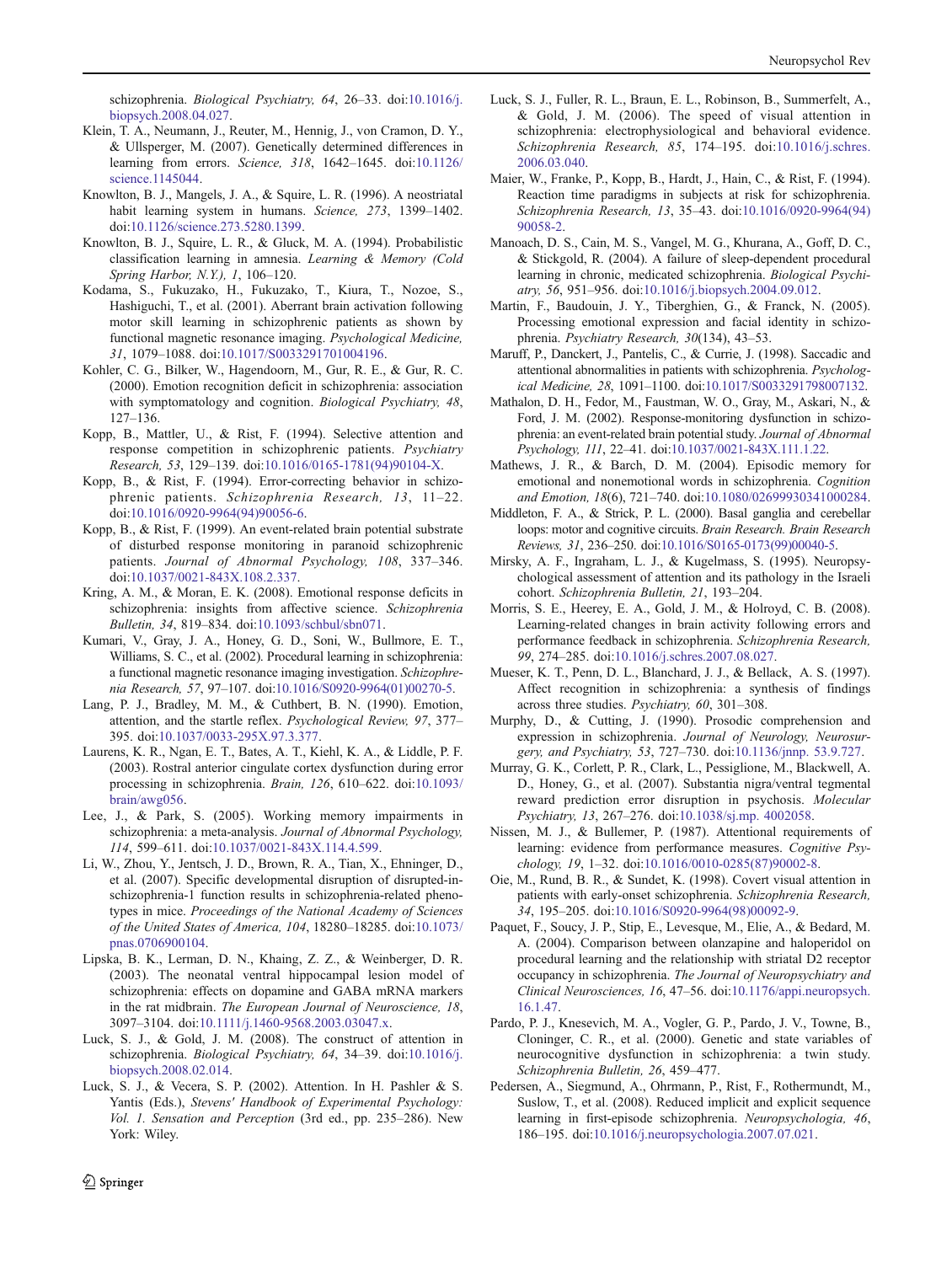schizophrenia. *Biological Psychiatry, 64*, 26–33. doi:10.1016/j.biopsych.2008.04.027.

Klein, T. A., Neumann, J., Reuter, M., Hennig, J., von Cramon, D. Y., & Ullsperger, M. (2007). Genetically determined differences in learning from errors. *Science, 318*, 1642–1645. doi:10.1126/science.1145044.

Knowlton, B. J., Mangels, J. A., & Squire, L. R. (1996). A neostriatal habit learning system in humans. *Science, 273*, 1399–1402. doi:10.1126/science.273.5280.1399.

Knowlton, B. J., Squire, L. R., & Gluck, M. A. (1994). Probabilistic classification learning in amnesia. *Learning & Memory (Cold Spring Harbor, N.Y.), 1*, 106–120.

Kodama, S., Fukuzako, H., Fukuzako, T., Kiura, T., Nozoe, S., Hashiguchi, T., et al. (2001). Aberrant brain activation following motor skill learning in schizophrenic patients as shown by functional magnetic resonance imaging. *Psychological Medicine, 31*, 1079–1088. doi:10.1017/S0033291701004196.

Kohler, C. G., Bilker, W., Hagendoorn, M., Gur, R. E., & Gur, R. C. (2000). Emotion recognition deficit in schizophrenia: association with symptomatology and cognition. *Biological Psychiatry, 48*, 127–136.

Kopp, B., Mattler, U., & Rist, F. (1994). Selective attention and response competition in schizophrenic patients. *Psychiatry Research, 53*, 129–139. doi:10.1016/0165-1781(94)90104-X.

Kopp, B., & Rist, F. (1994). Error-correcting behavior in schizophrenic patients. *Schizophrenia Research, 13*, 11–22. doi:10.1016/0920-9964(94)90056-6.

Kopp, B., & Rist, F. (1999). An event-related brain potential substrate of disturbed response monitoring in paranoid schizophrenic patients. *Journal of Abnormal Psychology, 108*, 337–346. doi:10.1037/0021-843X.108.2.337.

Kring, A. M., & Moran, E. K. (2008). Emotional response deficits in schizophrenia: insights from affective science. *Schizophrenia Bulletin, 34*, 819–834. doi:10.1093/schbul/sbn071.

Kumari, V., Gray, J. A., Honey, G. D., Soni, W., Bullmore, E. T., Williams, S. C., et al. (2002). Procedural learning in schizophrenia: a functional magnetic resonance imaging investigation. *Schizophrenia Research, 57*, 97–107. doi:10.1016/S0920-9964(01)00270-5.

Lang, P. J., Bradley, M. M., & Cuthbert, B. N. (1990). Emotion, attention, and the startle reflex. *Psychological Review, 97*, 377–395. doi:10.1037/0033-295X.97.3.377.

Laurens, K. R., Ngan, E. T., Bates, A. T., Kiehl, K. A., & Liddle, P. F. (2003). Rostral anterior cingulate cortex dysfunction during error processing in schizophrenia. *Brain, 126*, 610–622. doi:10.1093/brain/awg056.

Lee, J., & Park, S. (2005). Working memory impairments in schizophrenia: a meta-analysis. *Journal of Abnormal Psychology, 114*, 599–611. doi:10.1037/0021-843X.114.4.599.

Li, W., Zhou, Y., Jentsch, J. D., Brown, R. A., Tian, X., Ehninger, D., et al. (2007). Specific developmental disruption of disrupted-in-schizophrenia-1 function results in schizophrenia-related phenotypes in mice. *Proceedings of the National Academy of Sciences of the United States of America, 104*, 18280–18285. doi:10.1073/pnas.0706900104.

Lipska, B. K., Lerman, D. N., Khaing, Z. Z., & Weinberger, D. R. (2003). The neonatal ventral hippocampal lesion model of schizophrenia: effects on dopamine and GABA mRNA markers in the rat midbrain. *The European Journal of Neuroscience, 18*, 3097–3104. doi:10.1111/j.1460-9568.2003.03047.x.

Luck, S. J., & Gold, J. M. (2008). The construct of attention in schizophrenia. *Biological Psychiatry, 64*, 34–39. doi:10.1016/j.biopsych.2008.02.014.

Luck, S. J., & Vecera, S. P. (2002). Attention. In H. Pashler & S. Yantis (Eds.), *Stevens' Handbook of Experimental Psychology: Vol. 1. Sensation and Perception* (3rd ed., pp. 235–286). New York: Wiley.

Luck, S. J., Fuller, R. L., Braun, E. L., Robinson, B., Summerfelt, A., & Gold, J. M. (2006). The speed of visual attention in schizophrenia: electrophysiological and behavioral evidence. *Schizophrenia Research, 85*, 174–195. doi:10.1016/j.schres.2006.03.040.

Maier, W., Franke, P., Kopp, B., Hardt, J., Hain, C., & Rist, F. (1994). Reaction time paradigms in subjects at risk for schizophrenia. *Schizophrenia Research, 13*, 35–43. doi:10.1016/0920-9964(94)90058-2.

Manoach, D. S., Cain, M. S., Vangel, M. G., Khurana, A., Goff, D. C., & Stickgold, R. (2004). A failure of sleep-dependent procedural learning in chronic, medicated schizophrenia. *Biological Psychiatry, 56*, 951–956. doi:10.1016/j.biopsych.2004.09.012.

Martin, F., Baudouin, J. Y., Tiberghien, G., & Franck, N. (2005). Processing emotional expression and facial identity in schizophrenia. *Psychiatry Research, 30*(134), 43–53.

Maruff, P., Danckert, J., Pantelis, C., & Currie, J. (1998). Saccadic and attentional abnormalities in patients with schizophrenia. *Psychological Medicine, 28*, 1091–1100. doi:10.1017/S0033291798007132.

Mathalon, D. H., Fedor, M., Faustman, W. O., Gray, M., Askari, N., & Ford, J. M. (2002). Response-monitoring dysfunction in schizophrenia: an event-related brain potential study. *Journal of Abnormal Psychology, 111*, 22–41. doi:10.1037/0021-843X.111.1.22.

Mathews, J. R., & Barch, D. M. (2004). Episodic memory for emotional and nonemotional words in schizophrenia. *Cognition and Emotion, 18*(6), 721–740. doi:10.1080/02699930341000284.

Middleton, F. A., & Strick, P. L. (2000). Basal ganglia and cerebellar loops: motor and cognitive circuits. *Brain Research. Brain Research Reviews, 31*, 236–250. doi:10.1016/S0165-0173(99)00040-5.

Mirsky, A. F., Ingraham, L. J., & Kugelmass, S. (1995). Neuropsychological assessment of attention and its pathology in the Israeli cohort. *Schizophrenia Bulletin, 21*, 193–204.

Morris, S. E., Heerey, E. A., Gold, J. M., & Holroyd, C. B. (2008). Learning-related changes in brain activity following errors and performance feedback in schizophrenia. *Schizophrenia Research, 99*, 274–285. doi:10.1016/j.schres.2007.08.027.

Mueser, K. T., Penn, D. L., Blanchard, J. J., & Bellack, A. S. (1997). Affect recognition in schizophrenia: a synthesis of findings across three studies. *Psychiatry, 60*, 301–308.

Murphy, D., & Cutting, J. (1990). Prosodic comprehension and expression in schizophrenia. *Journal of Neurology, Neurosurgery, and Psychiatry, 53*, 727–730. doi:10.1136/jnnp.53.9.727.

Murray, G. K., Corlett, P. R., Clark, L., Pessiglione, M., Blackwell, A. D., Honey, G., et al. (2007). Substantia nigra/ventral tegmental reward prediction error disruption in psychosis. *Molecular Psychiatry, 13*, 267–276. doi:10.1038/sj.mp.4002058.

Nissen, M. J., & Bullemer, P. (1987). Attentional requirements of learning: evidence from performance measures. *Cognitive Psychology, 19*, 1–32. doi:10.1016/0010-0285(87)90002-8.

Oie, M., Rund, B. R., & Sundet, K. (1998). Covert visual attention in patients with early-onset schizophrenia. *Schizophrenia Research, 34*, 195–205. doi:10.1016/S0920-9964(98)00092-9.

Paquet, F., Soucy, J. P., Stip, E., Levesque, M., Elie, A., & Bedard, M. A. (2004). Comparison between olanzapine and haloperidol on procedural learning and the relationship with striatal D2 receptor occupancy in schizophrenia. *The Journal of Neuropsychiatry and Clinical Neurosciences, 16*, 47–56. doi:10.1176/appi.neuropsych.16.1.47.

Pardo, P. J., Knesevich, M. A., Vogler, G. P., Pardo, J. V., Towne, B., Cloninger, C. R., et al. (2000). Genetic and state variables of neurocognitive dysfunction in schizophrenia: a twin study. *Schizophrenia Bulletin, 26*, 459–477.

Pedersen, A., Siegmund, A., Ohrmann, P., Rist, F., Rothermundt, M., Suslow, T., et al. (2008). Reduced implicit and explicit sequence learning in first-episode schizophrenia. *Neuropsychologia, 46*, 186–195. doi:10.1016/j.neuropsychologia.2007.07.021.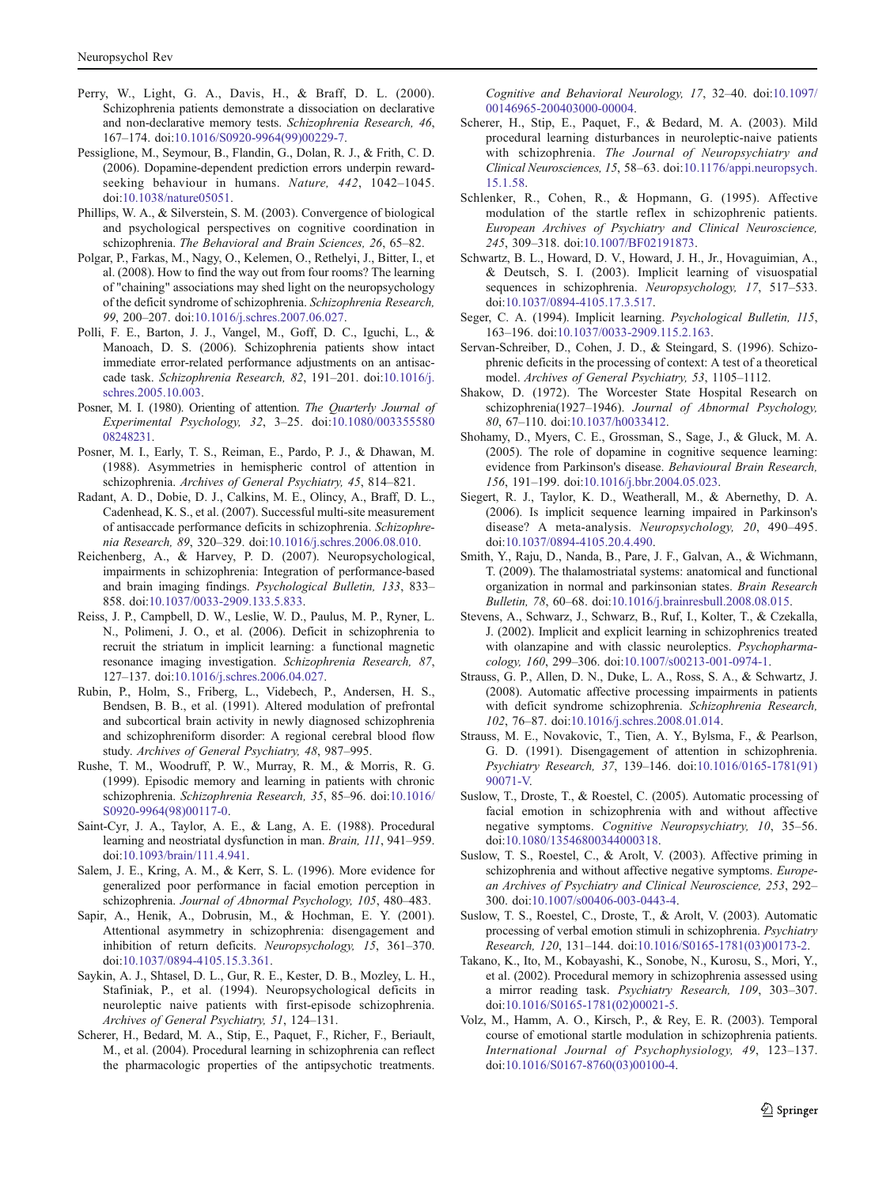Perry, W., Light, G. A., Davis, H., & Braff, D. L. (2000). Schizophrenia patients demonstrate a dissociation on declarative and non-declarative memory tests. *Schizophrenia Research, 46*, 167–174. doi:10.1016/S0920-9964(99)00229-7.

Pessiglione, M., Seymour, B., Flandin, G., Dolan, R. J., & Frith, C. D. (2006). Dopamine-dependent prediction errors underpin reward-seeking behaviour in humans. *Nature, 442*, 1042–1045. doi:10.1038/nature05051.

Phillips, W. A., & Silverstein, S. M. (2003). Convergence of biological and psychological perspectives on cognitive coordination in schizophrenia. *The Behavioral and Brain Sciences, 26*, 65–82.

Polgar, P., Farkas, M., Nagy, O., Kelemen, O., Rethelyi, J., Bitter, I., et al. (2008). How to find the way out from four rooms? The learning of "chaining" associations may shed light on the neuropsychology of the deficit syndrome of schizophrenia. *Schizophrenia Research, 99*, 200–207. doi:10.1016/j.schres.2007.06.027.

Polli, F. E., Barton, J. J., Vangel, M., Goff, D. C., Iguchi, L., & Manoach, D. S. (2006). Schizophrenia patients show intact immediate error-related performance adjustments on an antisaccade task. *Schizophrenia Research, 82*, 191–201. doi:10.1016/j.schres.2005.10.003.

Posner, M. I. (1980). Orienting of attention. *The Quarterly Journal of Experimental Psychology, 32*, 3–25. doi:10.1080/00335558008248231.

Posner, M. I., Early, T. S., Reiman, E., Pardo, P. J., & Dhawan, M. (1988). Asymmetries in hemispheric control of attention in schizophrenia. *Archives of General Psychiatry, 45*, 814–821.

Radant, A. D., Dobie, D. J., Calkins, M. E., Olincy, A., Braff, D. L., Cadenhead, K. S., et al. (2007). Successful multi-site measurement of antisaccade performance deficits in schizophrenia. *Schizophrenia Research, 89*, 320–329. doi:10.1016/j.schres.2006.08.010.

Reichenberg, A., & Harvey, P. D. (2007). Neuropsychological, impairments in schizophrenia: Integration of performance-based and brain imaging findings. *Psychological Bulletin, 133*, 833–858. doi:10.1037/0033-2909.133.5.833.

Reiss, J. P., Campbell, D. W., Leslie, W. D., Paulus, M. P., Ryner, L. N., Polimeni, J. O., et al. (2006). Deficit in schizophrenia to recruit the striatum in implicit learning: a functional magnetic resonance imaging investigation. *Schizophrenia Research, 87*, 127–137. doi:10.1016/j.schres.2006.04.027.

Rubin, P., Holm, S., Friberg, L., Videbech, P., Andersen, H. S., Bendsen, B. B., et al. (1991). Altered modulation of prefrontal and subcortical brain activity in newly diagnosed schizophrenia and schizophreniform disorder: A regional cerebral blood flow study. *Archives of General Psychiatry, 48*, 987–995.

Rushe, T. M., Woodruff, P. W., Murray, R. M., & Morris, R. G. (1999). Episodic memory and learning in patients with chronic schizophrenia. *Schizophrenia Research, 35*, 85–96. doi:10.1016/S0920-9964(98)00117-0.

Saint-Cyr, J. A., Taylor, A. E., & Lang, A. E. (1988). Procedural learning and neostriatal dysfunction in man. *Brain, 111*, 941–959. doi:10.1093/brain/111.4.941.

Salem, J. E., Kring, A. M., & Kerr, S. L. (1996). More evidence for generalized poor performance in facial emotion perception in schizophrenia. *Journal of Abnormal Psychology, 105*, 480–483.

Sapir, A., Henik, A., Dobrusin, M., & Hochman, E. Y. (2001). Attentional asymmetry in schizophrenia: disengagement and inhibition of return deficits. *Neuropsychology, 15*, 361–370. doi:10.1037/0894-4105.15.3.361.

Saykin, A. J., Shtasel, D. L., Gur, R. E., Kester, D. B., Mozley, L. H., Stafiniak, P., et al. (1994). Neuropsychological deficits in neuroleptic naive patients with first-episode schizophrenia. *Archives of General Psychiatry, 51*, 124–131.

Scherer, H., Bedard, M. A., Stip, E., Paquet, F., Richer, F., Beriault, M., et al. (2004). Procedural learning in schizophrenia can reflect the pharmacologic properties of the antipsychotic treatments. *Cognitive and Behavioral Neurology, 17*, 32–40. doi:10.1097/00146965-200403000-00004.

Scherer, H., Stip, E., Paquet, F., & Bedard, M. A. (2003). Mild procedural learning disturbances in neuroleptic-naive patients with schizophrenia. *The Journal of Neuropsychiatry and Clinical Neurosciences, 15*, 58–63. doi:10.1176/appi.neuropsych.15.1.58.

Schlenker, R., Cohen, R., & Hopmann, G. (1995). Affective modulation of the startle reflex in schizophrenic patients. *European Archives of Psychiatry and Clinical Neuroscience, 245*, 309–318. doi:10.1007/BF02191873.

Schwartz, B. L., Howard, D. V., Howard, J. H., Jr., Hovaguimian, A., & Deutsch, S. I. (2003). Implicit learning of visuospatial sequences in schizophrenia. *Neuropsychology, 17*, 517–533. doi:10.1037/0894-4105.17.3.517.

Seger, C. A. (1994). Implicit learning. *Psychological Bulletin, 115*, 163–196. doi:10.1037/0033-2909.115.2.163.

Servan-Schreiber, D., Cohen, J. D., & Steingard, S. (1996). Schizophrenic deficits in the processing of context: A test of a theoretical model. *Archives of General Psychiatry, 53*, 1105–1112.

Shakow, D. (1972). The Worcester State Hospital Research on schizophrenia(1927–1946). *Journal of Abnormal Psychology, 80*, 67–110. doi:10.1037/h0033412.

Shohamy, D., Myers, C. E., Grossman, S., Sage, J., & Gluck, M. A. (2005). The role of dopamine in cognitive sequence learning: evidence from Parkinson's disease. *Behavioural Brain Research, 156*, 191–199. doi:10.1016/j.bbr.2004.05.023.

Siegert, R. J., Taylor, K. D., Weatherall, M., & Abernethy, D. A. (2006). Is implicit sequence learning impaired in Parkinson's disease? A meta-analysis. *Neuropsychology, 20*, 490–495. doi:10.1037/0894-4105.20.4.490.

Smith, Y., Raju, D., Nanda, B., Pare, J. F., Galvan, A., & Wichmann, T. (2009). The thalamostriatal systems: anatomical and functional organization in normal and parkinsonian states. *Brain Research Bulletin, 78*, 60–68. doi:10.1016/j.brainresbull.2008.08.015.

Stevens, A., Schwarz, J., Schwarz, B., Ruf, I., Kolter, T., & Czekalla, J. (2002). Implicit and explicit learning in schizophrenics treated with olanzapine and with classic neuroleptics. *Psychopharmacology, 160*, 299–306. doi:10.1007/s00213-001-0974-1.

Strauss, G. P., Allen, D. N., Duke, L. A., Ross, S. A., & Schwartz, J. (2008). Automatic affective processing impairments in patients with deficit syndrome schizophrenia. *Schizophrenia Research, 102*, 76–87. doi:10.1016/j.schres.2008.01.014.

Strauss, M. E., Novakovic, T., Tien, A. Y., Bylsma, F., & Pearlson, G. D. (1991). Disengagement of attention in schizophrenia. *Psychiatry Research, 37*, 139–146. doi:10.1016/0165-1781(91)90071-V.

Suslow, T., Droste, T., & Roestel, C. (2005). Automatic processing of facial emotion in schizophrenia with and without affective negative symptoms. *Cognitive Neuropsychiatry, 10*, 35–56. doi:10.1080/13546800344000318.

Suslow, T. S., Roestel, C., & Arolt, V. (2003). Affective priming in schizophrenia and without affective negative symptoms. *European Archives of Psychiatry and Clinical Neuroscience, 253*, 292–300. doi:10.1007/s00406-003-0443-4.

Suslow, T. S., Roestel, C., Droste, T., & Arolt, V. (2003). Automatic processing of verbal emotion stimuli in schizophrenia. *Psychiatry Research, 120*, 131–144. doi:10.1016/S0165-1781(03)00173-2.

Takano, K., Ito, M., Kobayashi, K., Sonobe, N., Kurosu, S., Mori, Y., et al. (2002). Procedural memory in schizophrenia assessed using a mirror reading task. *Psychiatry Research, 109*, 303–307. doi:10.1016/S0165-1781(02)00021-5.

Volz, M., Hamm, A. O., Kirsch, P., & Rey, E. R. (2003). Temporal course of emotional startle modulation in schizophrenia patients. *International Journal of Psychophysiology, 49*, 123–137. doi:10.1016/S0167-8760(03)00100-4.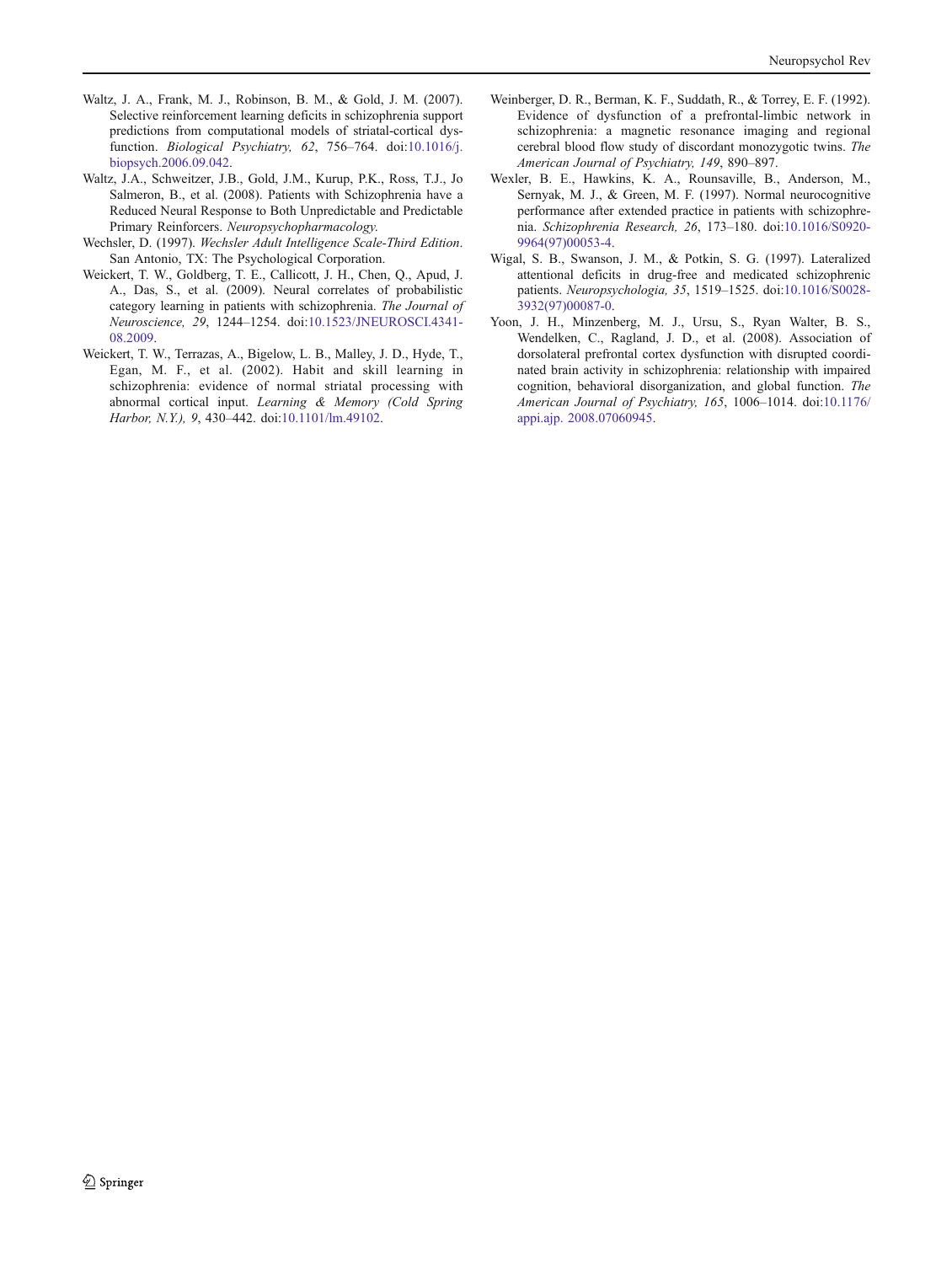Waltz, J. A., Frank, M. J., Robinson, B. M., & Gold, J. M. (2007). Selective reinforcement learning deficits in schizophrenia support predictions from computational models of striatal-cortical dysfunction. *Biological Psychiatry, 62*, 756–764. doi:10.1016/j.biopsych.2006.09.042.

Waltz, J.A., Schweitzer, J.B., Gold, J.M., Kurup, P.K., Ross, T.J., Jo Salmeron, B., et al. (2008). Patients with Schizophrenia have a Reduced Neural Response to Both Unpredictable and Predictable Primary Reinforcers. *Neuropsychopharmacology.*

Wechsler, D. (1997). *Wechsler Adult Intelligence Scale-Third Edition*. San Antonio, TX: The Psychological Corporation.

Weickert, T. W., Goldberg, T. E., Callicott, J. H., Chen, Q., Apud, J. A., Das, S., et al. (2009). Neural correlates of probabilistic category learning in patients with schizophrenia. *The Journal of Neuroscience, 29*, 1244–1254. doi:10.1523/JNEUROSCI.4341-08.2009.

Weickert, T. W., Terrazas, A., Bigelow, L. B., Malley, J. D., Hyde, T., Egan, M. F., et al. (2002). Habit and skill learning in schizophrenia: evidence of normal striatal processing with abnormal cortical input. *Learning & Memory (Cold Spring Harbor, N.Y.), 9*, 430–442. doi:10.1101/lm.49102.

Weinberger, D. R., Berman, K. F., Suddath, R., & Torrey, E. F. (1992). Evidence of dysfunction of a prefrontal-limbic network in schizophrenia: a magnetic resonance imaging and regional cerebral blood flow study of discordant monozygotic twins. *The American Journal of Psychiatry, 149*, 890–897.

Wexler, B. E., Hawkins, K. A., Rounsaville, B., Anderson, M., Sernyak, M. J., & Green, M. F. (1997). Normal neurocognitive performance after extended practice in patients with schizophrenia. *Schizophrenia Research, 26*, 173–180. doi:10.1016/S0920-9964(97)00053-4.

Wigal, S. B., Swanson, J. M., & Potkin, S. G. (1997). Lateralized attentional deficits in drug-free and medicated schizophrenic patients. *Neuropsychologia, 35*, 1519–1525. doi:10.1016/S0028-3932(97)00087-0.

Yoon, J. H., Minzenberg, M. J., Ursu, S., Ryan Walter, B. S., Wendelken, C., Ragland, J. D., et al. (2008). Association of dorsolateral prefrontal cortex dysfunction with disrupted coordinated brain activity in schizophrenia: relationship with impaired cognition, behavioral disorganization, and global function. *The American Journal of Psychiatry, 165*, 1006–1014. doi:10.1176/appi.ajp. 2008.07060945.